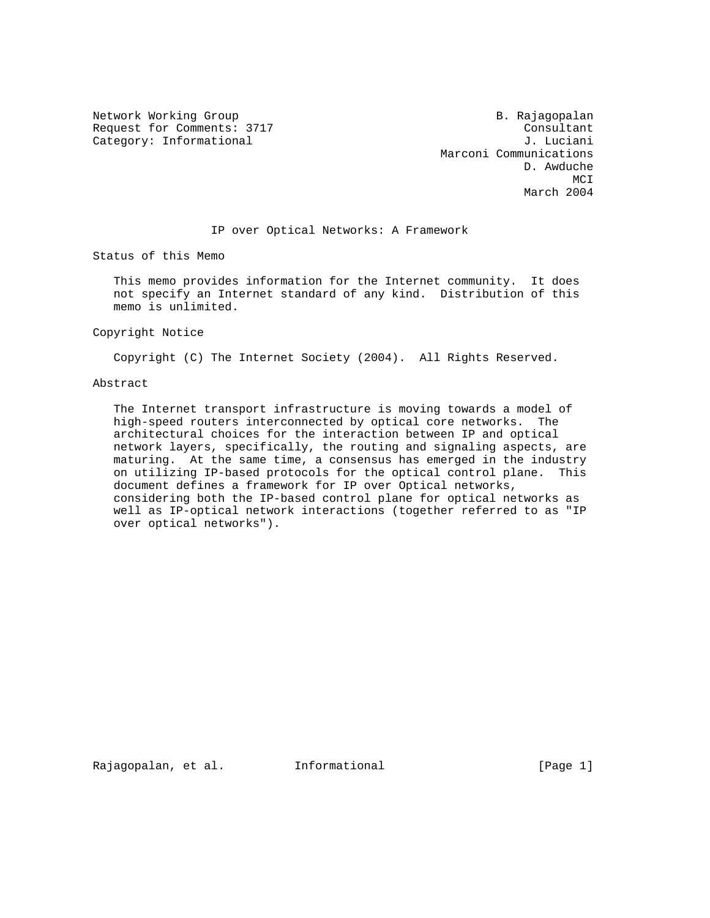Network Working Group B. Rajagopalan
Request for Comments: 3717 Consultant
Category: Informational J. Luciani
Marconi Communications
D. Awduche
MCI
March 2004

# IP over Optical Networks: A Framework

## Status of this Memo

This memo provides information for the Internet community. It does not specify an Internet standard of any kind. Distribution of this memo is unlimited.

## Copyright Notice

Copyright (C) The Internet Society (2004). All Rights Reserved.

## Abstract

The Internet transport infrastructure is moving towards a model of high-speed routers interconnected by optical core networks. The architectural choices for the interaction between IP and optical network layers, specifically, the routing and signaling aspects, are maturing. At the same time, a consensus has emerged in the industry on utilizing IP-based protocols for the optical control plane. This document defines a framework for IP over Optical networks, considering both the IP-based control plane for optical networks as well as IP-optical network interactions (together referred to as "IP over optical networks").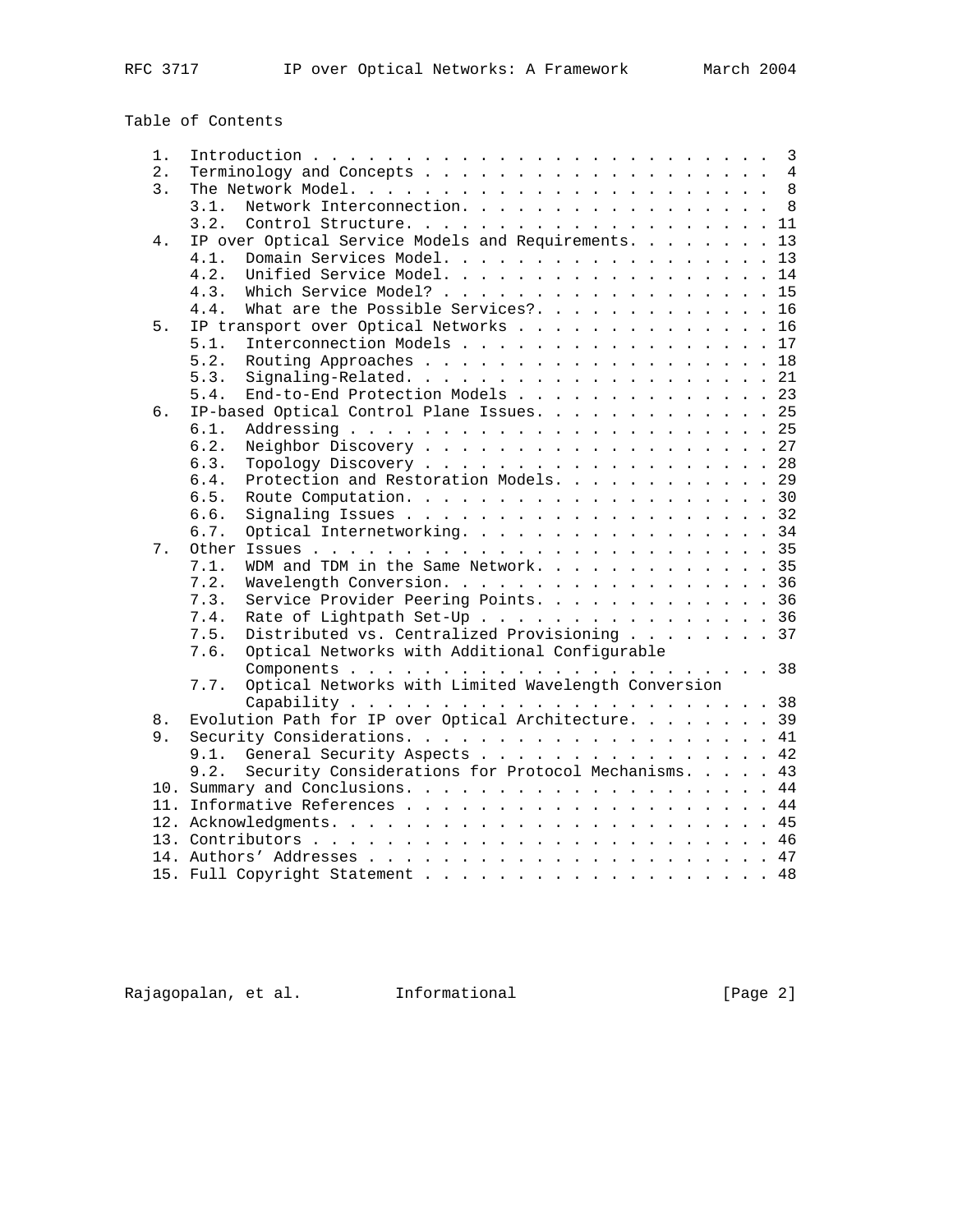# Table of Contents

1. Introduction . . . . . . . . . . . . . . . . . . . . . . . . . 3
2. Terminology and Concepts . . . . . . . . . . . . . . . . . . . 4
3. The Network Model. . . . . . . . . . . . . . . . . . . . . . . 8
   - 3.1. Network Interconnection. . . . . . . . . . . . . . . . . 8
   - 3.2. Control Structure. . . . . . . . . . . . . . . . . . . . 11
4. IP over Optical Service Models and Requirements. . . . . . . . 13
   - 4.1. Domain Services Model. . . . . . . . . . . . . . . . . . 13
   - 4.2. Unified Service Model. . . . . . . . . . . . . . . . . . 14
   - 4.3. Which Service Model? . . . . . . . . . . . . . . . . . . 15
   - 4.4. What are the Possible Services?. . . . . . . . . . . . . 16
5. IP transport over Optical Networks . . . . . . . . . . . . . . 16
   - 5.1. Interconnection Models . . . . . . . . . . . . . . . . . 17
   - 5.2. Routing Approaches . . . . . . . . . . . . . . . . . . . 18
   - 5.3. Signaling-Related. . . . . . . . . . . . . . . . . . . . 21
   - 5.4. End-to-End Protection Models . . . . . . . . . . . . . . 23
6. IP-based Optical Control Plane Issues. . . . . . . . . . . . . 25
   - 6.1. Addressing . . . . . . . . . . . . . . . . . . . . . . . 25
   - 6.2. Neighbor Discovery . . . . . . . . . . . . . . . . . . . 27
   - 6.3. Topology Discovery . . . . . . . . . . . . . . . . . . . 28
   - 6.4. Protection and Restoration Models. . . . . . . . . . . . 29
   - 6.5. Route Computation. . . . . . . . . . . . . . . . . . . . 30
   - 6.6. Signaling Issues . . . . . . . . . . . . . . . . . . . . 32
   - 6.7. Optical Internetworking. . . . . . . . . . . . . . . . . 34
7. Other Issues . . . . . . . . . . . . . . . . . . . . . . . . . 35
   - 7.1. WDM and TDM in the Same Network. . . . . . . . . . . . . 35
   - 7.2. Wavelength Conversion. . . . . . . . . . . . . . . . . . 36
   - 7.3. Service Provider Peering Points. . . . . . . . . . . . . 36
   - 7.4. Rate of Lightpath Set-Up . . . . . . . . . . . . . . . . 36
   - 7.5. Distributed vs. Centralized Provisioning . . . . . . . . 37
   - 7.6. Optical Networks with Additional Configurable Components . . . . . . . . . . . . . . . . . . . . . . . 38
   - 7.7. Optical Networks with Limited Wavelength Conversion Capability . . . . . . . . . . . . . . . . . . . . . . . 38
8. Evolution Path for IP over Optical Architecture. . . . . . . . 39
9. Security Considerations. . . . . . . . . . . . . . . . . . . . 41
   - 9.1. General Security Aspects . . . . . . . . . . . . . . . . 42
   - 9.2. Security Considerations for Protocol Mechanisms. . . . . 43
10. Summary and Conclusions. . . . . . . . . . . . . . . . . . . . 44
11. Informative References . . . . . . . . . . . . . . . . . . . . 44
12. Acknowledgments. . . . . . . . . . . . . . . . . . . . . . . . 45
13. Contributors . . . . . . . . . . . . . . . . . . . . . . . . . 46
14. Authors' Addresses . . . . . . . . . . . . . . . . . . . . . . 47
15. Full Copyright Statement . . . . . . . . . . . . . . . . . . . 48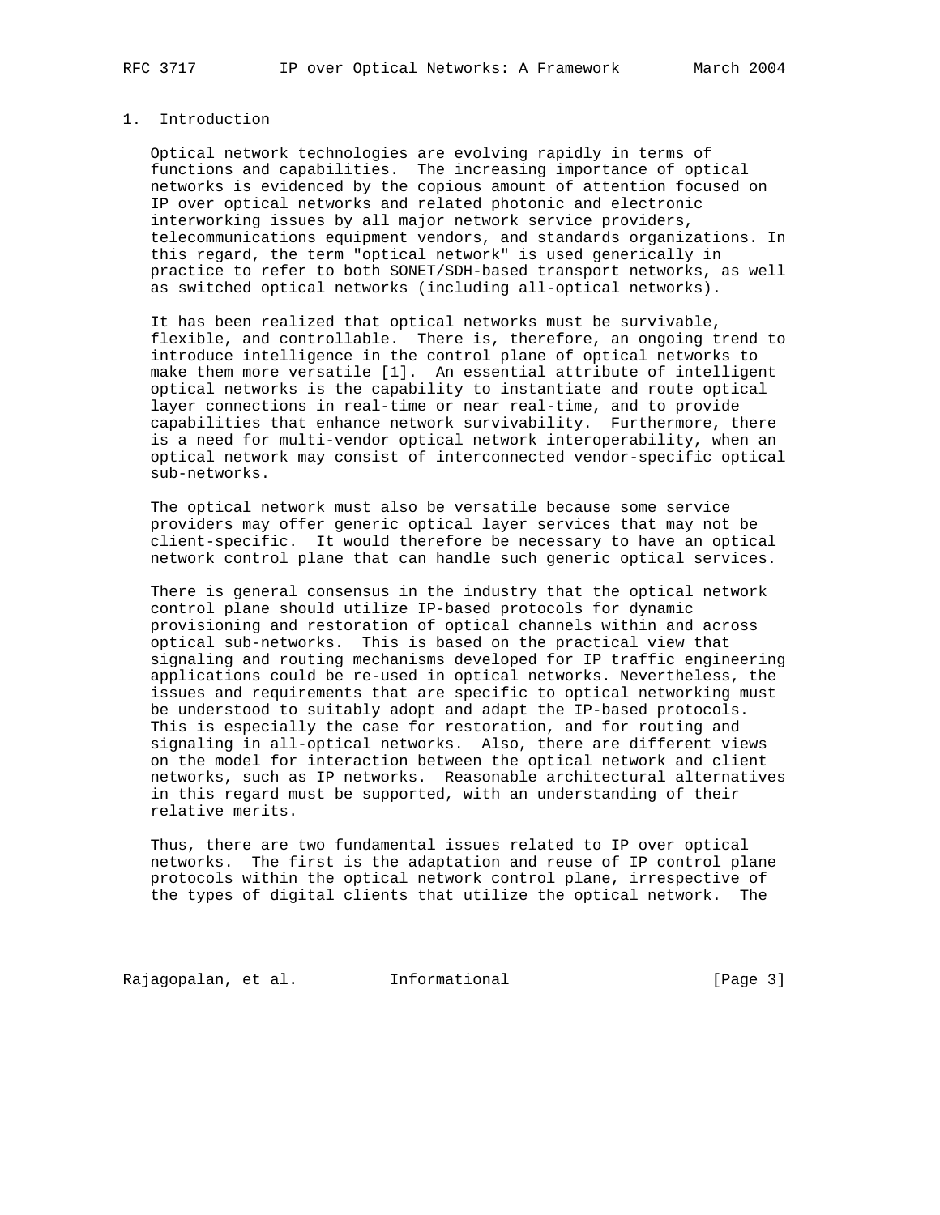## 1. Introduction

Optical network technologies are evolving rapidly in terms of functions and capabilities. The increasing importance of optical networks is evidenced by the copious amount of attention focused on IP over optical networks and related photonic and electronic interworking issues by all major network service providers, telecommunications equipment vendors, and standards organizations. In this regard, the term "optical network" is used generically in practice to refer to both SONET/SDH-based transport networks, as well as switched optical networks (including all-optical networks).

It has been realized that optical networks must be survivable, flexible, and controllable. There is, therefore, an ongoing trend to introduce intelligence in the control plane of optical networks to make them more versatile [1]. An essential attribute of intelligent optical networks is the capability to instantiate and route optical layer connections in real-time or near real-time, and to provide capabilities that enhance network survivability. Furthermore, there is a need for multi-vendor optical network interoperability, when an optical network may consist of interconnected vendor-specific optical sub-networks.

The optical network must also be versatile because some service providers may offer generic optical layer services that may not be client-specific. It would therefore be necessary to have an optical network control plane that can handle such generic optical services.

There is general consensus in the industry that the optical network control plane should utilize IP-based protocols for dynamic provisioning and restoration of optical channels within and across optical sub-networks. This is based on the practical view that signaling and routing mechanisms developed for IP traffic engineering applications could be re-used in optical networks. Nevertheless, the issues and requirements that are specific to optical networking must be understood to suitably adopt and adapt the IP-based protocols. This is especially the case for restoration, and for routing and signaling in all-optical networks. Also, there are different views on the model for interaction between the optical network and client networks, such as IP networks. Reasonable architectural alternatives in this regard must be supported, with an understanding of their relative merits.

Thus, there are two fundamental issues related to IP over optical networks. The first is the adaptation and reuse of IP control plane protocols within the optical network control plane, irrespective of the types of digital clients that utilize the optical network. The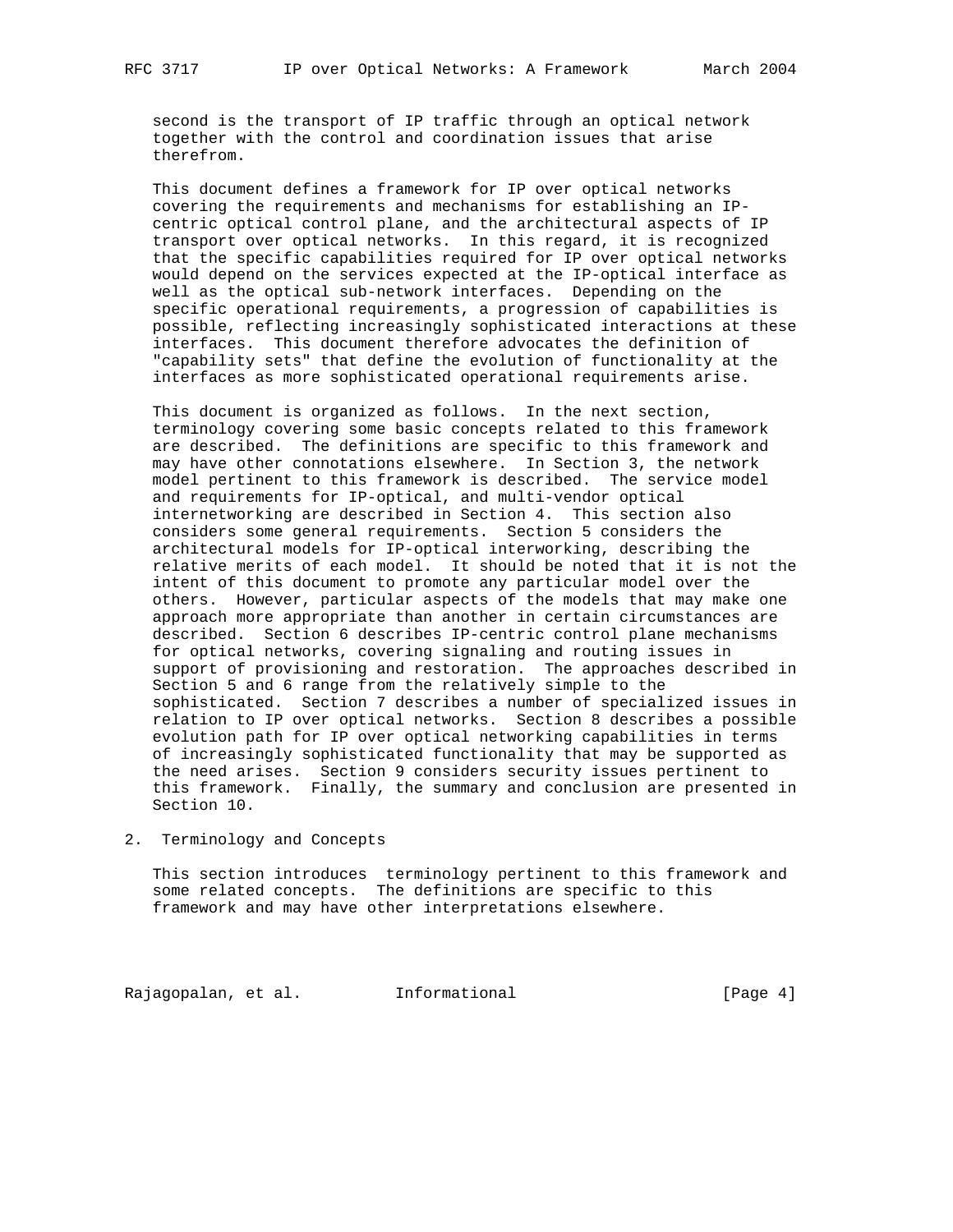second is the transport of IP traffic through an optical network together with the control and coordination issues that arise therefrom.

This document defines a framework for IP over optical networks covering the requirements and mechanisms for establishing an IP-centric optical control plane, and the architectural aspects of IP transport over optical networks. In this regard, it is recognized that the specific capabilities required for IP over optical networks would depend on the services expected at the IP-optical interface as well as the optical sub-network interfaces. Depending on the specific operational requirements, a progression of capabilities is possible, reflecting increasingly sophisticated interactions at these interfaces. This document therefore advocates the definition of "capability sets" that define the evolution of functionality at the interfaces as more sophisticated operational requirements arise.

This document is organized as follows. In the next section, terminology covering some basic concepts related to this framework are described. The definitions are specific to this framework and may have other connotations elsewhere. In Section 3, the network model pertinent to this framework is described. The service model and requirements for IP-optical, and multi-vendor optical internetworking are described in Section 4. This section also considers some general requirements. Section 5 considers the architectural models for IP-optical interworking, describing the relative merits of each model. It should be noted that it is not the intent of this document to promote any particular model over the others. However, particular aspects of the models that may make one approach more appropriate than another in certain circumstances are described. Section 6 describes IP-centric control plane mechanisms for optical networks, covering signaling and routing issues in support of provisioning and restoration. The approaches described in Section 5 and 6 range from the relatively simple to the sophisticated. Section 7 describes a number of specialized issues in relation to IP over optical networks. Section 8 describes a possible evolution path for IP over optical networking capabilities in terms of increasingly sophisticated functionality that may be supported as the need arises. Section 9 considers security issues pertinent to this framework. Finally, the summary and conclusion are presented in Section 10.

## 2. Terminology and Concepts

This section introduces terminology pertinent to this framework and some related concepts. The definitions are specific to this framework and may have other interpretations elsewhere.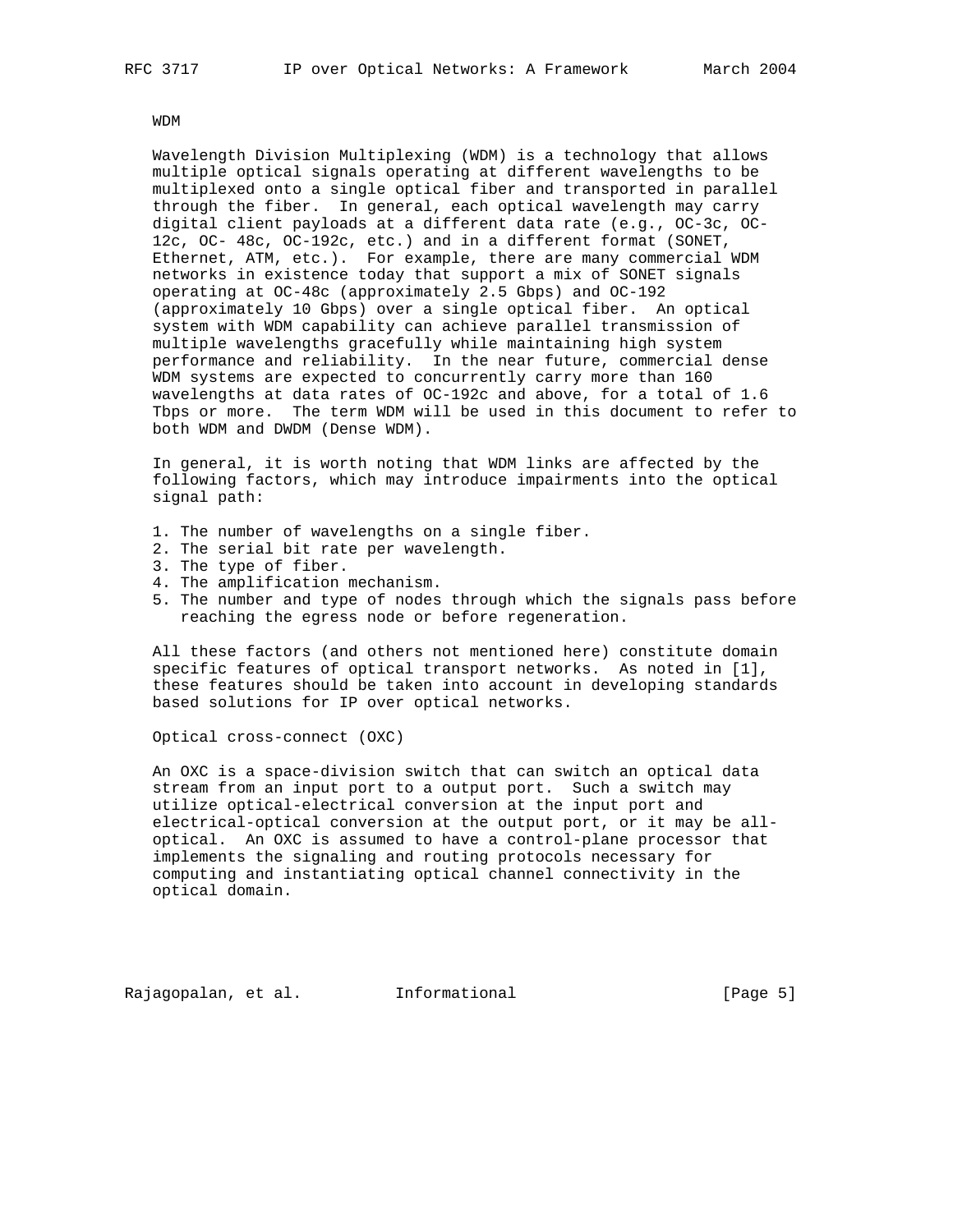WDM

Wavelength Division Multiplexing (WDM) is a technology that allows multiple optical signals operating at different wavelengths to be multiplexed onto a single optical fiber and transported in parallel through the fiber. In general, each optical wavelength may carry digital client payloads at a different data rate (e.g., OC-3c, OC-12c, OC- 48c, OC-192c, etc.) and in a different format (SONET, Ethernet, ATM, etc.). For example, there are many commercial WDM networks in existence today that support a mix of SONET signals operating at OC-48c (approximately 2.5 Gbps) and OC-192 (approximately 10 Gbps) over a single optical fiber. An optical system with WDM capability can achieve parallel transmission of multiple wavelengths gracefully while maintaining high system performance and reliability. In the near future, commercial dense WDM systems are expected to concurrently carry more than 160 wavelengths at data rates of OC-192c and above, for a total of 1.6 Tbps or more. The term WDM will be used in this document to refer to both WDM and DWDM (Dense WDM).

In general, it is worth noting that WDM links are affected by the following factors, which may introduce impairments into the optical signal path:

1. The number of wavelengths on a single fiber.
2. The serial bit rate per wavelength.
3. The type of fiber.
4. The amplification mechanism.
5. The number and type of nodes through which the signals pass before reaching the egress node or before regeneration.

All these factors (and others not mentioned here) constitute domain specific features of optical transport networks. As noted in [1], these features should be taken into account in developing standards based solutions for IP over optical networks.

Optical cross-connect (OXC)

An OXC is a space-division switch that can switch an optical data stream from an input port to a output port. Such a switch may utilize optical-electrical conversion at the input port and electrical-optical conversion at the output port, or it may be all-optical. An OXC is assumed to have a control-plane processor that implements the signaling and routing protocols necessary for computing and instantiating optical channel connectivity in the optical domain.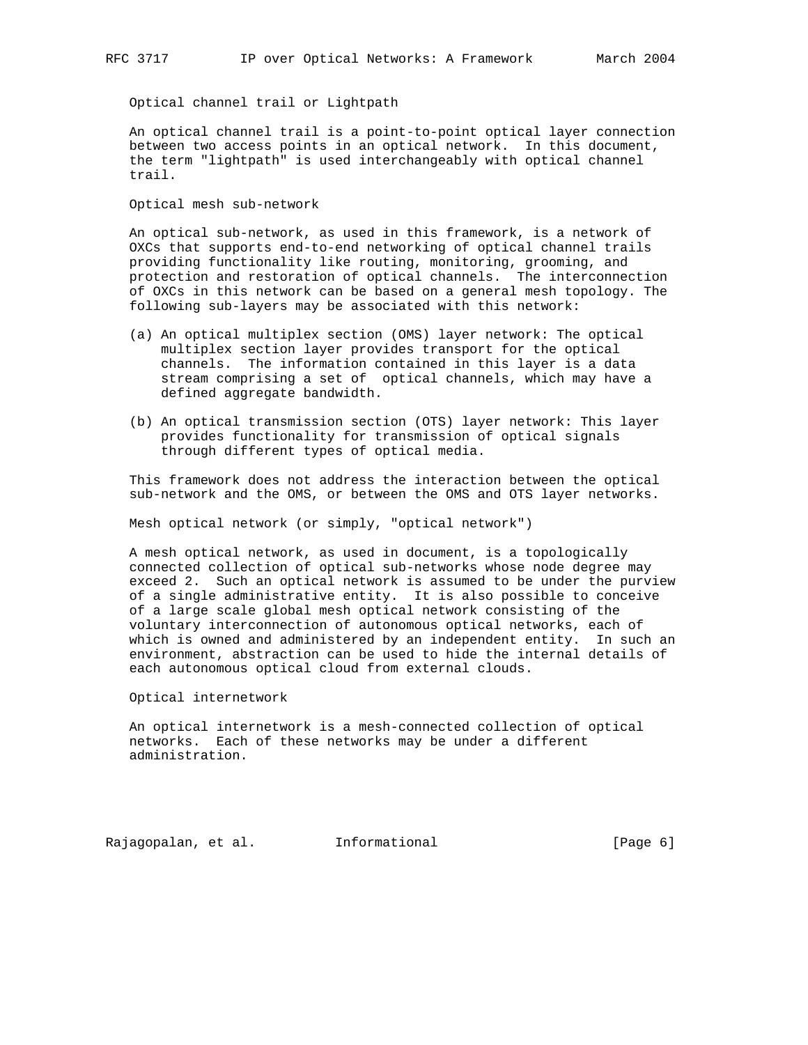Optical channel trail or Lightpath

An optical channel trail is a point-to-point optical layer connection between two access points in an optical network. In this document, the term "lightpath" is used interchangeably with optical channel trail.

Optical mesh sub-network

An optical sub-network, as used in this framework, is a network of OXCs that supports end-to-end networking of optical channel trails providing functionality like routing, monitoring, grooming, and protection and restoration of optical channels. The interconnection of OXCs in this network can be based on a general mesh topology. The following sub-layers may be associated with this network:

(a) An optical multiplex section (OMS) layer network: The optical multiplex section layer provides transport for the optical channels. The information contained in this layer is a data stream comprising a set of optical channels, which may have a defined aggregate bandwidth.

(b) An optical transmission section (OTS) layer network: This layer provides functionality for transmission of optical signals through different types of optical media.

This framework does not address the interaction between the optical sub-network and the OMS, or between the OMS and OTS layer networks.

Mesh optical network (or simply, "optical network")

A mesh optical network, as used in document, is a topologically connected collection of optical sub-networks whose node degree may exceed 2. Such an optical network is assumed to be under the purview of a single administrative entity. It is also possible to conceive of a large scale global mesh optical network consisting of the voluntary interconnection of autonomous optical networks, each of which is owned and administered by an independent entity. In such an environment, abstraction can be used to hide the internal details of each autonomous optical cloud from external clouds.

Optical internetwork

An optical internetwork is a mesh-connected collection of optical networks. Each of these networks may be under a different administration.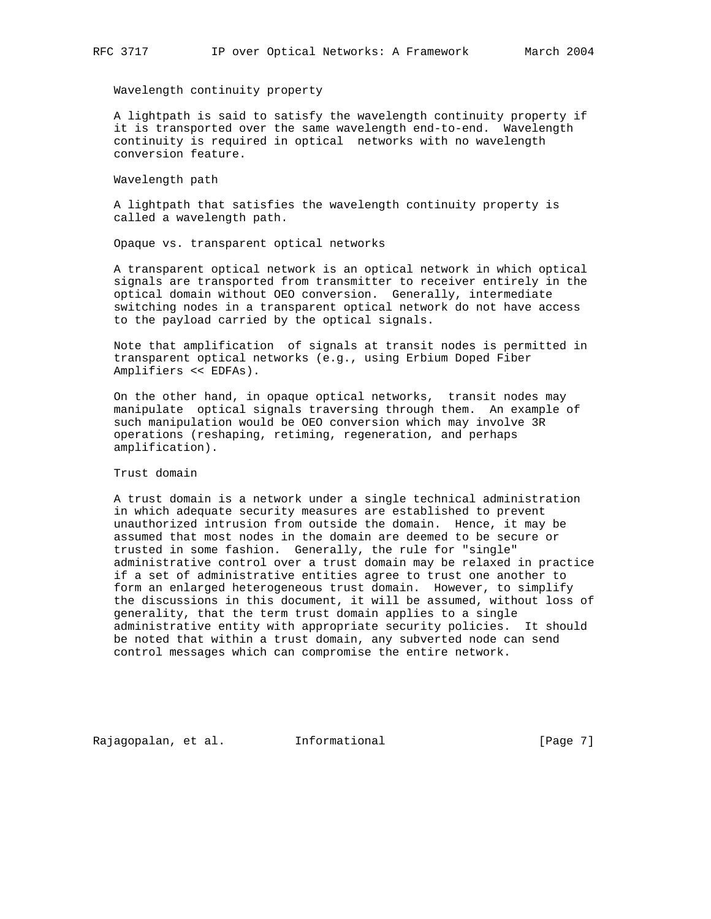Wavelength continuity property

A lightpath is said to satisfy the wavelength continuity property if it is transported over the same wavelength end-to-end. Wavelength continuity is required in optical networks with no wavelength conversion feature.

Wavelength path

A lightpath that satisfies the wavelength continuity property is called a wavelength path.

Opaque vs. transparent optical networks

A transparent optical network is an optical network in which optical signals are transported from transmitter to receiver entirely in the optical domain without OEO conversion. Generally, intermediate switching nodes in a transparent optical network do not have access to the payload carried by the optical signals.

Note that amplification of signals at transit nodes is permitted in transparent optical networks (e.g., using Erbium Doped Fiber Amplifiers << EDFAs).

On the other hand, in opaque optical networks, transit nodes may manipulate optical signals traversing through them. An example of such manipulation would be OEO conversion which may involve 3R operations (reshaping, retiming, regeneration, and perhaps amplification).

Trust domain

A trust domain is a network under a single technical administration in which adequate security measures are established to prevent unauthorized intrusion from outside the domain. Hence, it may be assumed that most nodes in the domain are deemed to be secure or trusted in some fashion. Generally, the rule for "single" administrative control over a trust domain may be relaxed in practice if a set of administrative entities agree to trust one another to form an enlarged heterogeneous trust domain. However, to simplify the discussions in this document, it will be assumed, without loss of generality, that the term trust domain applies to a single administrative entity with appropriate security policies. It should be noted that within a trust domain, any subverted node can send control messages which can compromise the entire network.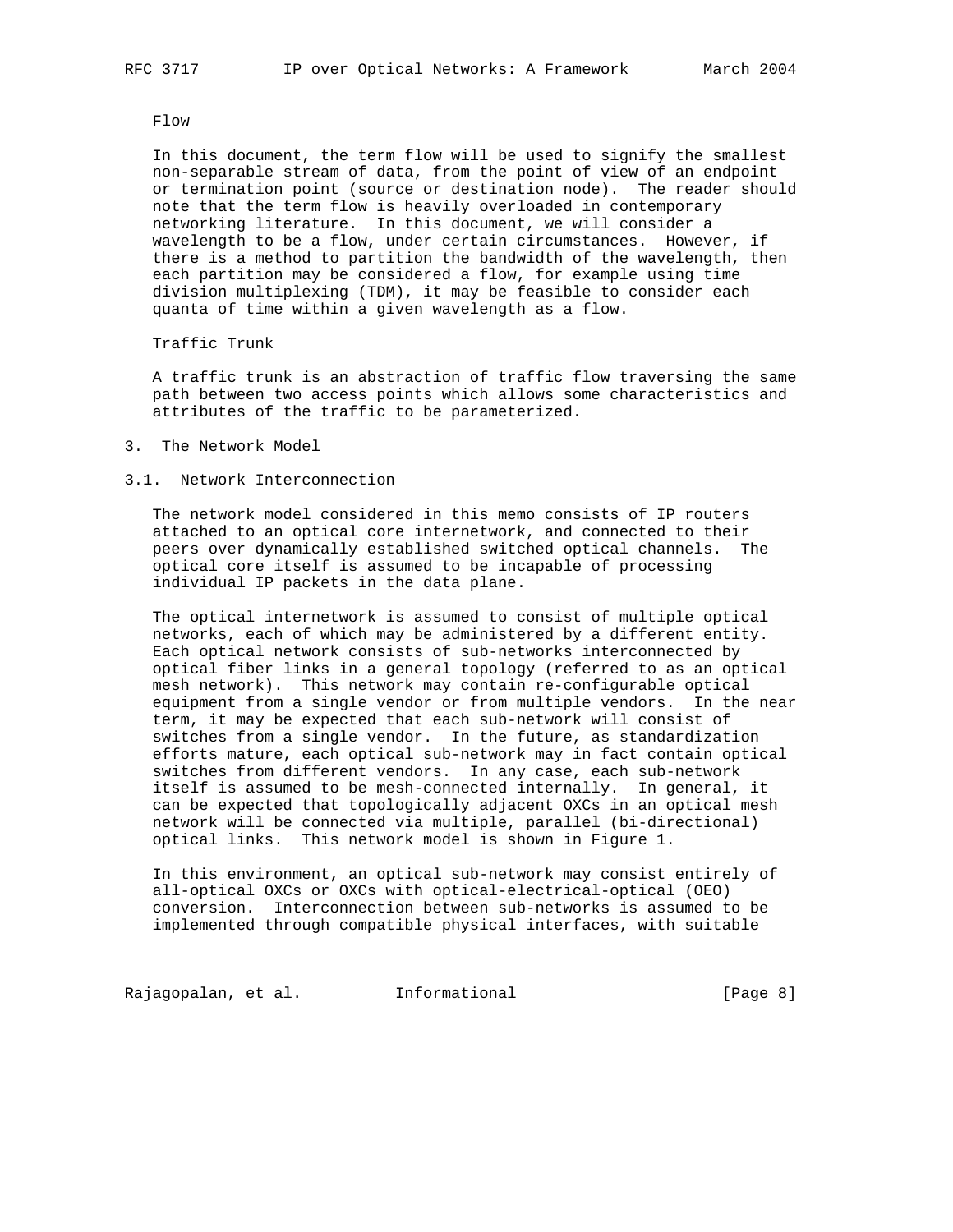Flow

In this document, the term flow will be used to signify the smallest non-separable stream of data, from the point of view of an endpoint or termination point (source or destination node). The reader should note that the term flow is heavily overloaded in contemporary networking literature. In this document, we will consider a wavelength to be a flow, under certain circumstances. However, if there is a method to partition the bandwidth of the wavelength, then each partition may be considered a flow, for example using time division multiplexing (TDM), it may be feasible to consider each quanta of time within a given wavelength as a flow.

Traffic Trunk

A traffic trunk is an abstraction of traffic flow traversing the same path between two access points which allows some characteristics and attributes of the traffic to be parameterized.

## 3. The Network Model

### 3.1. Network Interconnection

The network model considered in this memo consists of IP routers attached to an optical core internetwork, and connected to their peers over dynamically established switched optical channels. The optical core itself is assumed to be incapable of processing individual IP packets in the data plane.

The optical internetwork is assumed to consist of multiple optical networks, each of which may be administered by a different entity. Each optical network consists of sub-networks interconnected by optical fiber links in a general topology (referred to as an optical mesh network). This network may contain re-configurable optical equipment from a single vendor or from multiple vendors. In the near term, it may be expected that each sub-network will consist of switches from a single vendor. In the future, as standardization efforts mature, each optical sub-network may in fact contain optical switches from different vendors. In any case, each sub-network itself is assumed to be mesh-connected internally. In general, it can be expected that topologically adjacent OXCs in an optical mesh network will be connected via multiple, parallel (bi-directional) optical links. This network model is shown in Figure 1.

In this environment, an optical sub-network may consist entirely of all-optical OXCs or OXCs with optical-electrical-optical (OEO) conversion. Interconnection between sub-networks is assumed to be implemented through compatible physical interfaces, with suitable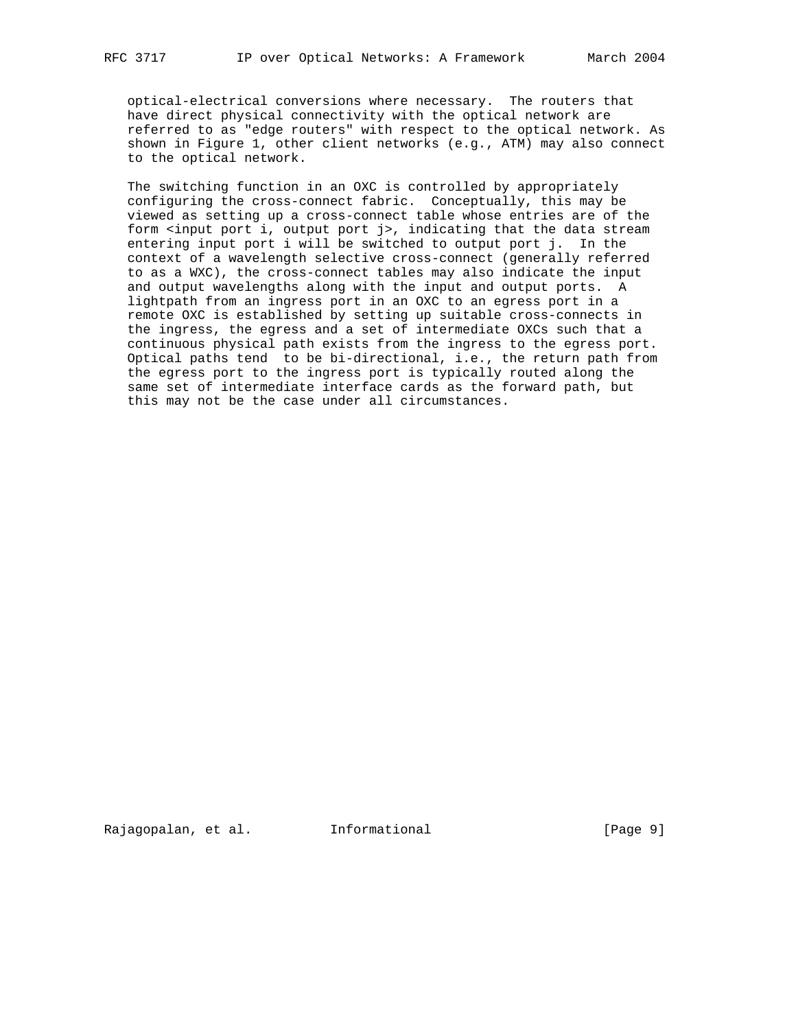optical-electrical conversions where necessary. The routers that have direct physical connectivity with the optical network are referred to as "edge routers" with respect to the optical network. As shown in Figure 1, other client networks (e.g., ATM) may also connect to the optical network.

The switching function in an OXC is controlled by appropriately configuring the cross-connect fabric. Conceptually, this may be viewed as setting up a cross-connect table whose entries are of the form <input port i, output port j>, indicating that the data stream entering input port i will be switched to output port j. In the context of a wavelength selective cross-connect (generally referred to as a WXC), the cross-connect tables may also indicate the input and output wavelengths along with the input and output ports. A lightpath from an ingress port in an OXC to an egress port in a remote OXC is established by setting up suitable cross-connects in the ingress, the egress and a set of intermediate OXCs such that a continuous physical path exists from the ingress to the egress port. Optical paths tend to be bi-directional, i.e., the return path from the egress port to the ingress port is typically routed along the same set of intermediate interface cards as the forward path, but this may not be the case under all circumstances.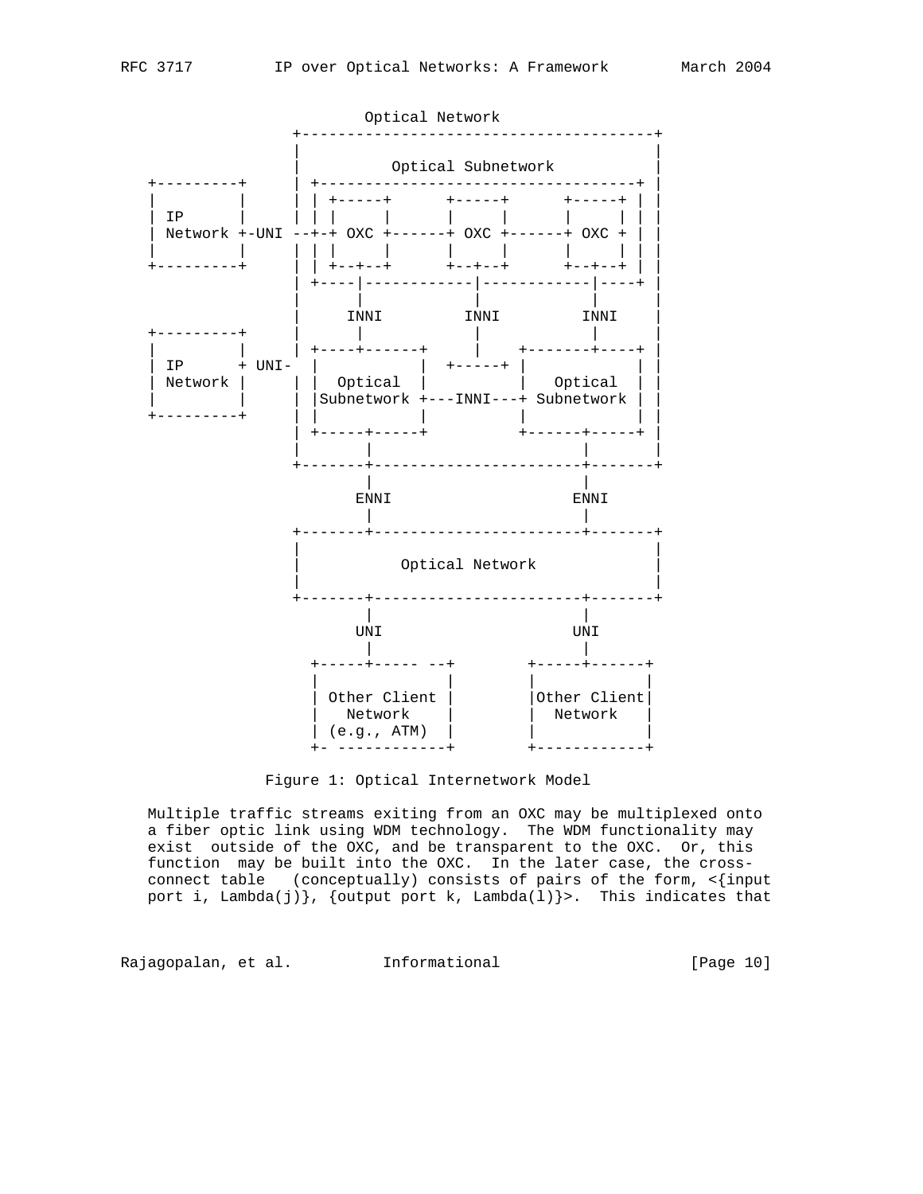```
                         Optical Network
                 +---------------------------------------+
                 |                                       |
                 |            Optical Subnetwork         |
  +---------+    | +-----------------------------------+ |
  |         |    | | +-----+      +-----+      +-----+ | |
  | IP      |    | | |     |      |     |      |     | | |
  | Network +-UNI --+-+ OXC +------+ OXC +------+ OXC + | |
  |         |    | | |     |      |     |      |     | | |
  +---------+    | | +--+--+      +--+--+      +--+--+ | |
                 | +----|------------|------------|----+ |
                 |      |            |            |      |
                 |     INNI         INNI         INNI    |
  +---------+    |      |            |            |      |
  |         |    | +----+------+     |    +-------+----+ |
  | IP      + UNI-  |           |  +-----+ |            | |
  | Network |    | |  Optical  |         |   Optical  | |
  |         |    | |Subnetwork +---INNI---+ Subnetwork | |
  +---------+    | |           |         |            | |
                 | +-----+-----+         +------+-----+ |
                 |       |                      |       |
                 +-------+----------------------+-------+
                         |                      |
                        ENNI                   ENNI
                         |                      |
                 +-------+----------------------+-------+
                 |                                       |
                 |            Optical Network            |
                 |                                       |
                 +-------+----------------------+-------+
                         |                      |
                        UNI                    UNI
                         |                      |
                   +-----+----- --+       +-----+------+
                   |              |       |            |
                   | Other Client |       |Other Client|
                   |   Network    |       |  Network   |
                   | (e.g., ATM)  |       |            |
                   +- ------------+       +------------+
```

Figure 1: Optical Internetwork Model

Multiple traffic streams exiting from an OXC may be multiplexed onto a fiber optic link using WDM technology. The WDM functionality may exist outside of the OXC, and be transparent to the OXC. Or, this function may be built into the OXC. In the later case, the cross-connect table (conceptually) consists of pairs of the form, <{input port i, Lambda(j)}, {output port k, Lambda(l)}>. This indicates that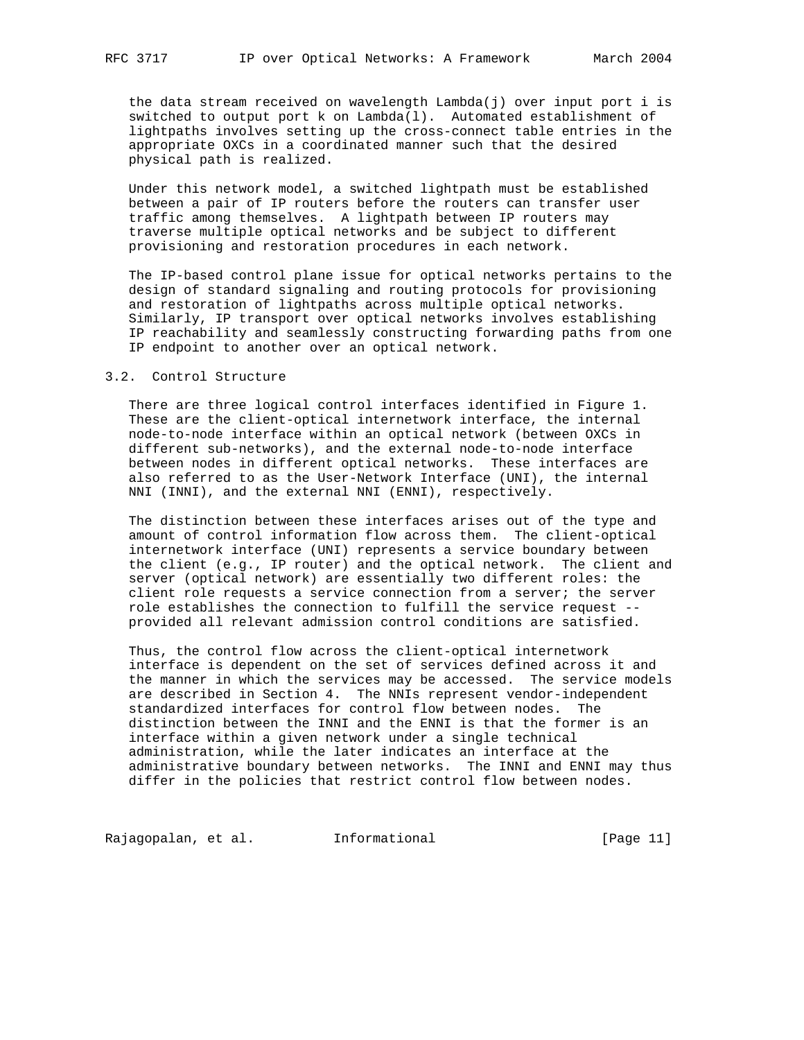the data stream received on wavelength Lambda(j) over input port i is switched to output port k on Lambda(l). Automated establishment of lightpaths involves setting up the cross-connect table entries in the appropriate OXCs in a coordinated manner such that the desired physical path is realized.

Under this network model, a switched lightpath must be established between a pair of IP routers before the routers can transfer user traffic among themselves. A lightpath between IP routers may traverse multiple optical networks and be subject to different provisioning and restoration procedures in each network.

The IP-based control plane issue for optical networks pertains to the design of standard signaling and routing protocols for provisioning and restoration of lightpaths across multiple optical networks. Similarly, IP transport over optical networks involves establishing IP reachability and seamlessly constructing forwarding paths from one IP endpoint to another over an optical network.

### 3.2. Control Structure

There are three logical control interfaces identified in Figure 1. These are the client-optical internetwork interface, the internal node-to-node interface within an optical network (between OXCs in different sub-networks), and the external node-to-node interface between nodes in different optical networks. These interfaces are also referred to as the User-Network Interface (UNI), the internal NNI (INNI), and the external NNI (ENNI), respectively.

The distinction between these interfaces arises out of the type and amount of control information flow across them. The client-optical internetwork interface (UNI) represents a service boundary between the client (e.g., IP router) and the optical network. The client and server (optical network) are essentially two different roles: the client role requests a service connection from a server; the server role establishes the connection to fulfill the service request -- provided all relevant admission control conditions are satisfied.

Thus, the control flow across the client-optical internetwork interface is dependent on the set of services defined across it and the manner in which the services may be accessed. The service models are described in Section 4. The NNIs represent vendor-independent standardized interfaces for control flow between nodes. The distinction between the INNI and the ENNI is that the former is an interface within a given network under a single technical administration, while the later indicates an interface at the administrative boundary between networks. The INNI and ENNI may thus differ in the policies that restrict control flow between nodes.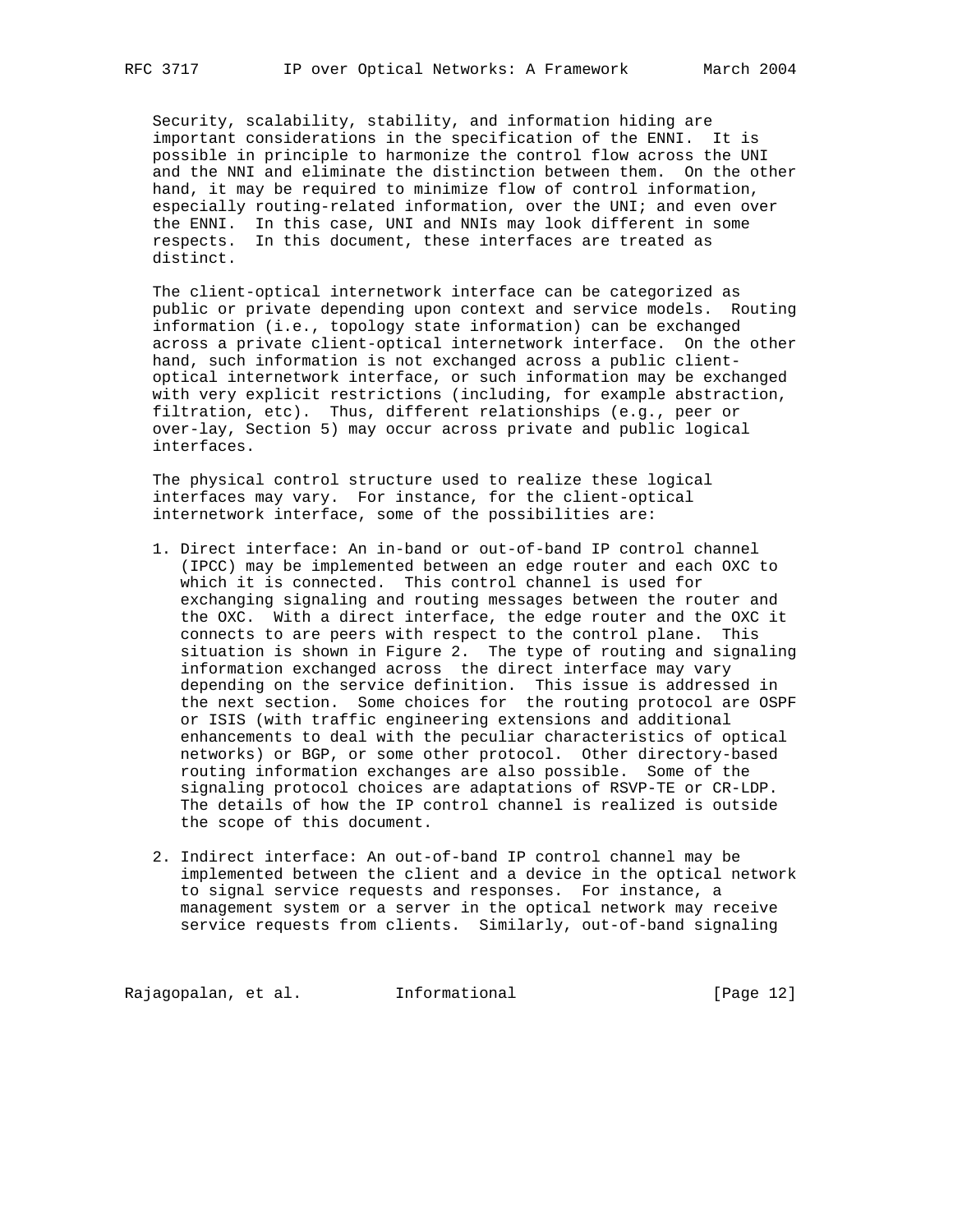Security, scalability, stability, and information hiding are important considerations in the specification of the ENNI. It is possible in principle to harmonize the control flow across the UNI and the NNI and eliminate the distinction between them. On the other hand, it may be required to minimize flow of control information, especially routing-related information, over the UNI; and even over the ENNI. In this case, UNI and NNIs may look different in some respects. In this document, these interfaces are treated as distinct.

The client-optical internetwork interface can be categorized as public or private depending upon context and service models. Routing information (i.e., topology state information) can be exchanged across a private client-optical internetwork interface. On the other hand, such information is not exchanged across a public client-optical internetwork interface, or such information may be exchanged with very explicit restrictions (including, for example abstraction, filtration, etc). Thus, different relationships (e.g., peer or over-lay, Section 5) may occur across private and public logical interfaces.

The physical control structure used to realize these logical interfaces may vary. For instance, for the client-optical internetwork interface, some of the possibilities are:

1. Direct interface: An in-band or out-of-band IP control channel (IPCC) may be implemented between an edge router and each OXC to which it is connected. This control channel is used for exchanging signaling and routing messages between the router and the OXC. With a direct interface, the edge router and the OXC it connects to are peers with respect to the control plane. This situation is shown in Figure 2. The type of routing and signaling information exchanged across the direct interface may vary depending on the service definition. This issue is addressed in the next section. Some choices for the routing protocol are OSPF or ISIS (with traffic engineering extensions and additional enhancements to deal with the peculiar characteristics of optical networks) or BGP, or some other protocol. Other directory-based routing information exchanges are also possible. Some of the signaling protocol choices are adaptations of RSVP-TE or CR-LDP. The details of how the IP control channel is realized is outside the scope of this document.

2. Indirect interface: An out-of-band IP control channel may be implemented between the client and a device in the optical network to signal service requests and responses. For instance, a management system or a server in the optical network may receive service requests from clients. Similarly, out-of-band signaling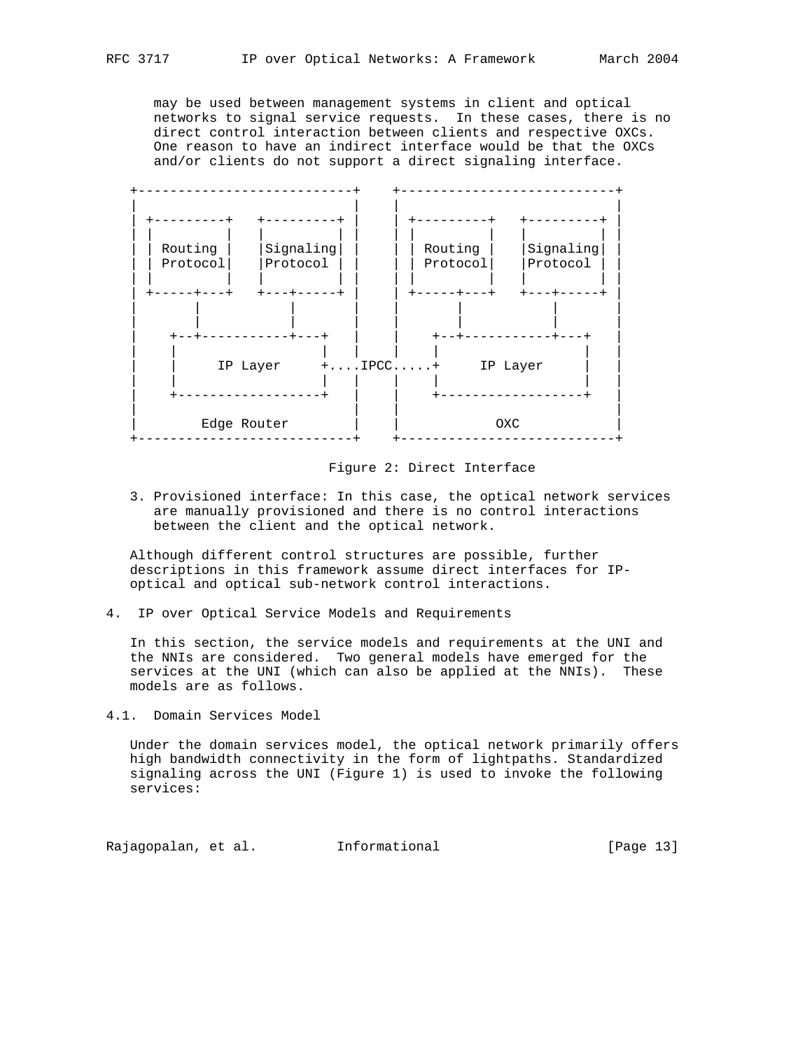may be used between management systems in client and optical networks to signal service requests. In these cases, there is no direct control interaction between clients and respective OXCs. One reason to have an indirect interface would be that the OXCs and/or clients do not support a direct signaling interface.

```
+---------------------------+    +---------------------------+
|                           |    |                           |
| +---------+   +---------+ |    | +---------+   +---------+ |
| |         |   |         | |    | |         |   |         | |
| | Routing |   |Signaling| |    | | Routing |   |Signaling| |
| | Protocol|   |Protocol | |    | | Protocol|   |Protocol | |
| |         |   |         | |    | |         |   |         | |
| +-----+---+   +---+-----+ |    | +-----+---+   +---+-----+ |
|       |           |       |    |       |           |       |
|       |           |       |    |       |           |       |
|    +--+-----------+---+   |    |    +--+-----------+---+   |
|    |                  |   |    |    |                  |   |
|    |     IP Layer     +....IPCC.....+     IP Layer     |   |
|    |                  |   |    |    |                  |   |
|    +------------------+   |    |    +------------------+   |
|                           |    |                           |
|        Edge Router        |    |            OXC            |
+---------------------------+    +---------------------------+
```

Figure 2: Direct Interface

3. Provisioned interface: In this case, the optical network services are manually provisioned and there is no control interactions between the client and the optical network.

Although different control structures are possible, further descriptions in this framework assume direct interfaces for IP-optical and optical sub-network control interactions.

## 4. IP over Optical Service Models and Requirements

In this section, the service models and requirements at the UNI and the NNIs are considered. Two general models have emerged for the services at the UNI (which can also be applied at the NNIs). These models are as follows.

### 4.1. Domain Services Model

Under the domain services model, the optical network primarily offers high bandwidth connectivity in the form of lightpaths. Standardized signaling across the UNI (Figure 1) is used to invoke the following services: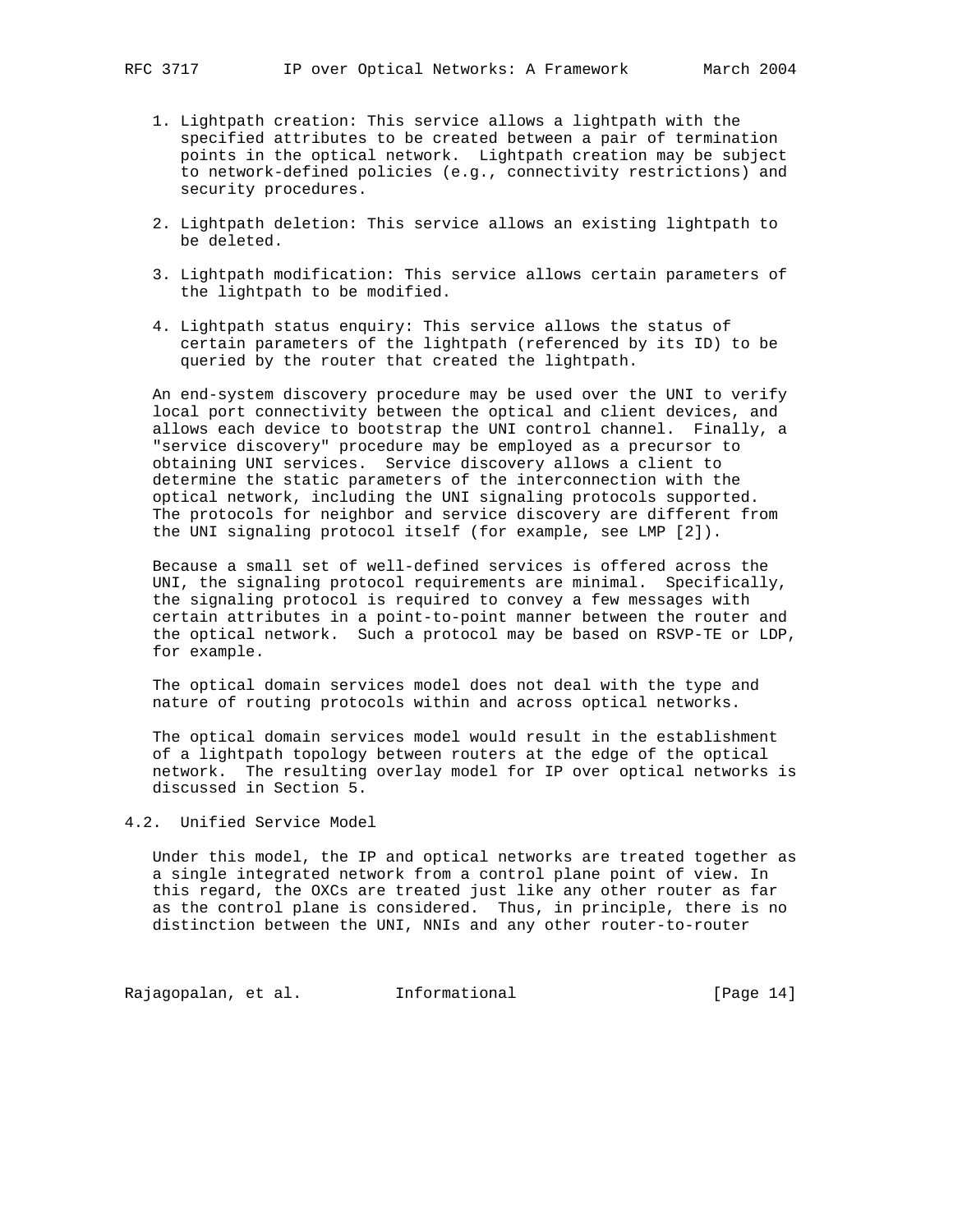1. Lightpath creation: This service allows a lightpath with the specified attributes to be created between a pair of termination points in the optical network. Lightpath creation may be subject to network-defined policies (e.g., connectivity restrictions) and security procedures.

2. Lightpath deletion: This service allows an existing lightpath to be deleted.

3. Lightpath modification: This service allows certain parameters of the lightpath to be modified.

4. Lightpath status enquiry: This service allows the status of certain parameters of the lightpath (referenced by its ID) to be queried by the router that created the lightpath.

An end-system discovery procedure may be used over the UNI to verify local port connectivity between the optical and client devices, and allows each device to bootstrap the UNI control channel. Finally, a "service discovery" procedure may be employed as a precursor to obtaining UNI services. Service discovery allows a client to determine the static parameters of the interconnection with the optical network, including the UNI signaling protocols supported. The protocols for neighbor and service discovery are different from the UNI signaling protocol itself (for example, see LMP [2]).

Because a small set of well-defined services is offered across the UNI, the signaling protocol requirements are minimal. Specifically, the signaling protocol is required to convey a few messages with certain attributes in a point-to-point manner between the router and the optical network. Such a protocol may be based on RSVP-TE or LDP, for example.

The optical domain services model does not deal with the type and nature of routing protocols within and across optical networks.

The optical domain services model would result in the establishment of a lightpath topology between routers at the edge of the optical network. The resulting overlay model for IP over optical networks is discussed in Section 5.

## 4.2. Unified Service Model

Under this model, the IP and optical networks are treated together as a single integrated network from a control plane point of view. In this regard, the OXCs are treated just like any other router as far as the control plane is considered. Thus, in principle, there is no distinction between the UNI, NNIs and any other router-to-router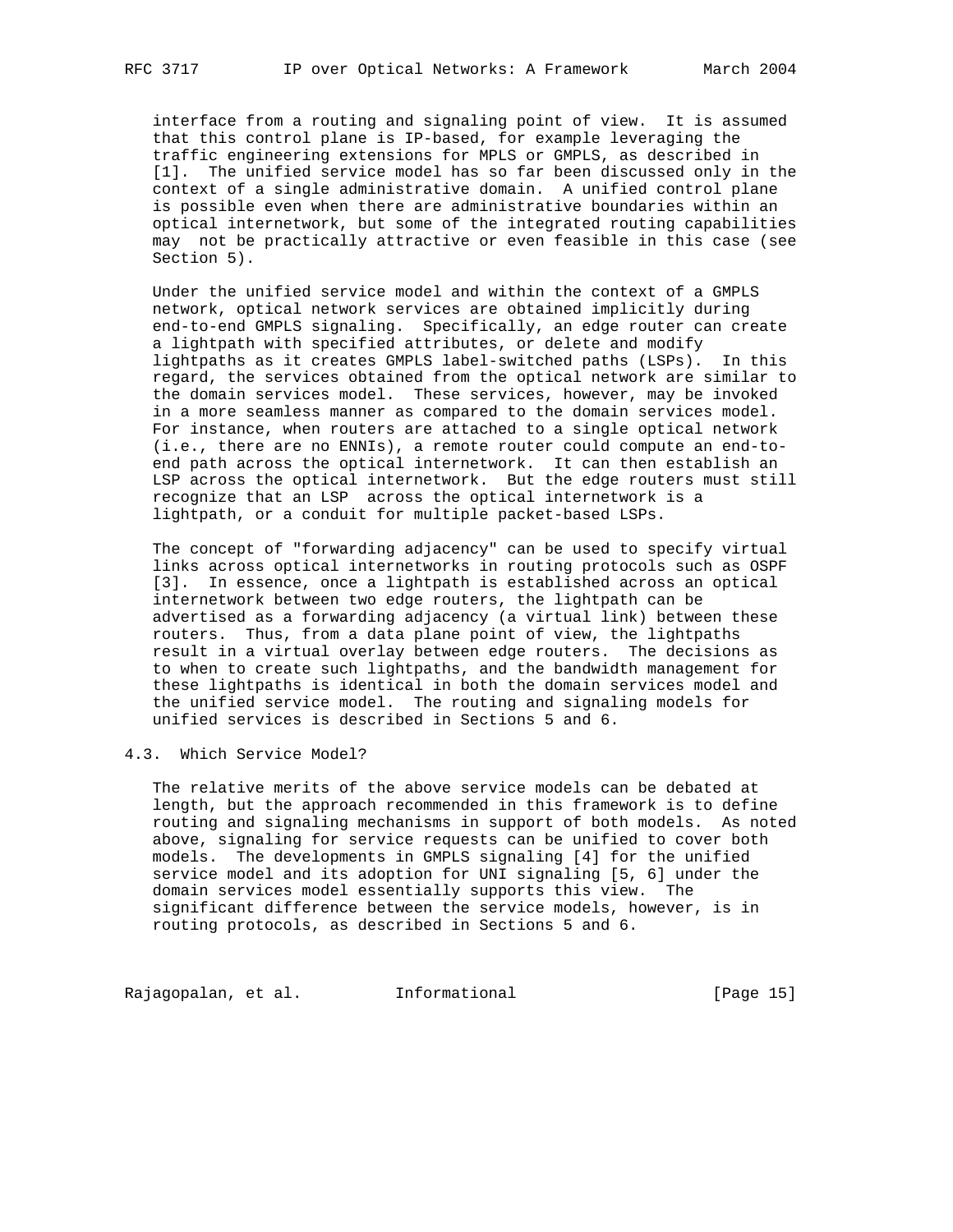interface from a routing and signaling point of view. It is assumed that this control plane is IP-based, for example leveraging the traffic engineering extensions for MPLS or GMPLS, as described in [1]. The unified service model has so far been discussed only in the context of a single administrative domain. A unified control plane is possible even when there are administrative boundaries within an optical internetwork, but some of the integrated routing capabilities may not be practically attractive or even feasible in this case (see Section 5).

Under the unified service model and within the context of a GMPLS network, optical network services are obtained implicitly during end-to-end GMPLS signaling. Specifically, an edge router can create a lightpath with specified attributes, or delete and modify lightpaths as it creates GMPLS label-switched paths (LSPs). In this regard, the services obtained from the optical network are similar to the domain services model. These services, however, may be invoked in a more seamless manner as compared to the domain services model. For instance, when routers are attached to a single optical network (i.e., there are no ENNIs), a remote router could compute an end-to-end path across the optical internetwork. It can then establish an LSP across the optical internetwork. But the edge routers must still recognize that an LSP across the optical internetwork is a lightpath, or a conduit for multiple packet-based LSPs.

The concept of "forwarding adjacency" can be used to specify virtual links across optical internetworks in routing protocols such as OSPF [3]. In essence, once a lightpath is established across an optical internetwork between two edge routers, the lightpath can be advertised as a forwarding adjacency (a virtual link) between these routers. Thus, from a data plane point of view, the lightpaths result in a virtual overlay between edge routers. The decisions as to when to create such lightpaths, and the bandwidth management for these lightpaths is identical in both the domain services model and the unified service model. The routing and signaling models for unified services is described in Sections 5 and 6.

## 4.3. Which Service Model?

The relative merits of the above service models can be debated at length, but the approach recommended in this framework is to define routing and signaling mechanisms in support of both models. As noted above, signaling for service requests can be unified to cover both models. The developments in GMPLS signaling [4] for the unified service model and its adoption for UNI signaling [5, 6] under the domain services model essentially supports this view. The significant difference between the service models, however, is in routing protocols, as described in Sections 5 and 6.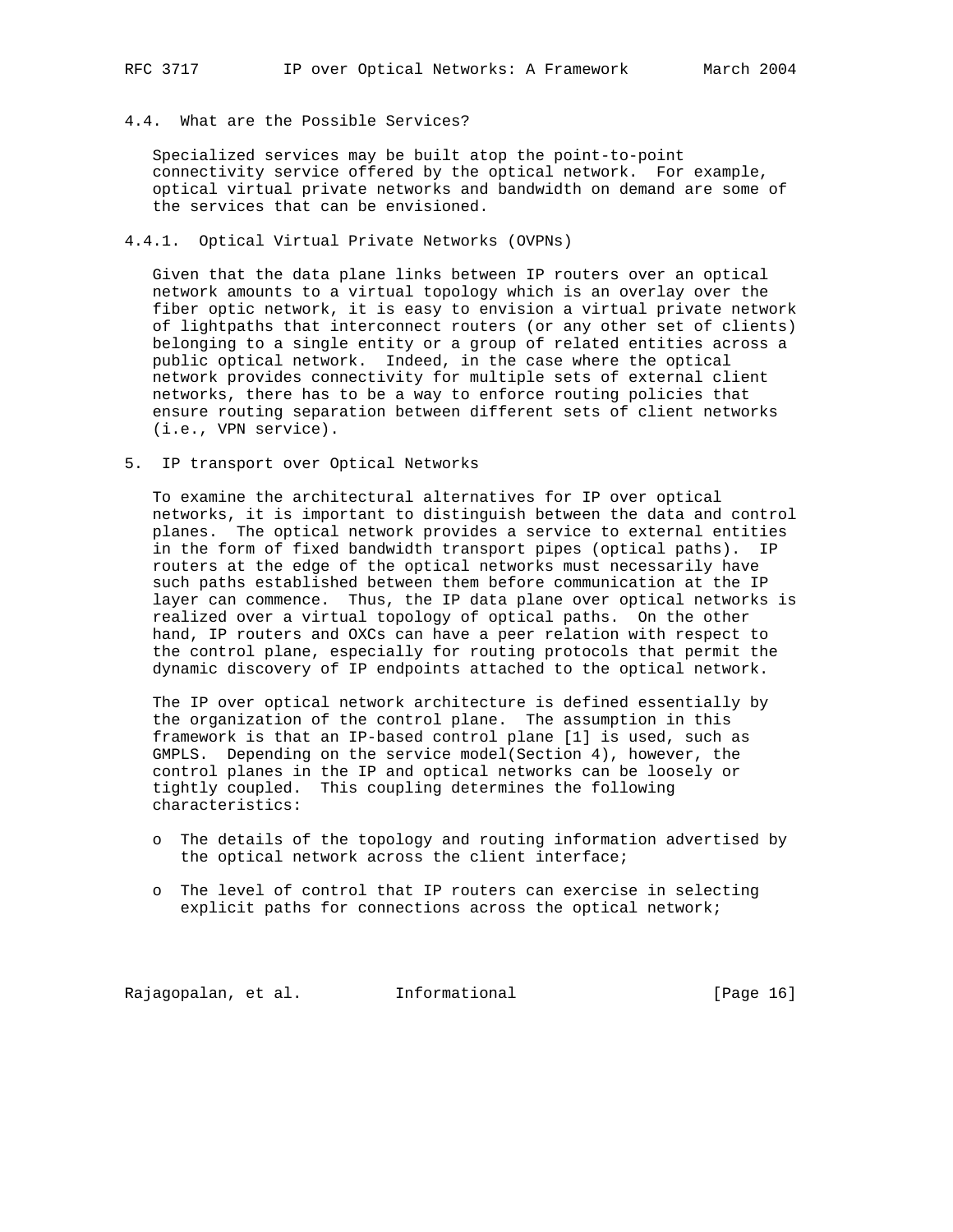### 4.4. What are the Possible Services?

Specialized services may be built atop the point-to-point connectivity service offered by the optical network. For example, optical virtual private networks and bandwidth on demand are some of the services that can be envisioned.

#### 4.4.1. Optical Virtual Private Networks (OVPNs)

Given that the data plane links between IP routers over an optical network amounts to a virtual topology which is an overlay over the fiber optic network, it is easy to envision a virtual private network of lightpaths that interconnect routers (or any other set of clients) belonging to a single entity or a group of related entities across a public optical network. Indeed, in the case where the optical network provides connectivity for multiple sets of external client networks, there has to be a way to enforce routing policies that ensure routing separation between different sets of client networks (i.e., VPN service).

## 5. IP transport over Optical Networks

To examine the architectural alternatives for IP over optical networks, it is important to distinguish between the data and control planes. The optical network provides a service to external entities in the form of fixed bandwidth transport pipes (optical paths). IP routers at the edge of the optical networks must necessarily have such paths established between them before communication at the IP layer can commence. Thus, the IP data plane over optical networks is realized over a virtual topology of optical paths. On the other hand, IP routers and OXCs can have a peer relation with respect to the control plane, especially for routing protocols that permit the dynamic discovery of IP endpoints attached to the optical network.

The IP over optical network architecture is defined essentially by the organization of the control plane. The assumption in this framework is that an IP-based control plane [1] is used, such as GMPLS. Depending on the service model(Section 4), however, the control planes in the IP and optical networks can be loosely or tightly coupled. This coupling determines the following characteristics:

- The details of the topology and routing information advertised by the optical network across the client interface;
- The level of control that IP routers can exercise in selecting explicit paths for connections across the optical network;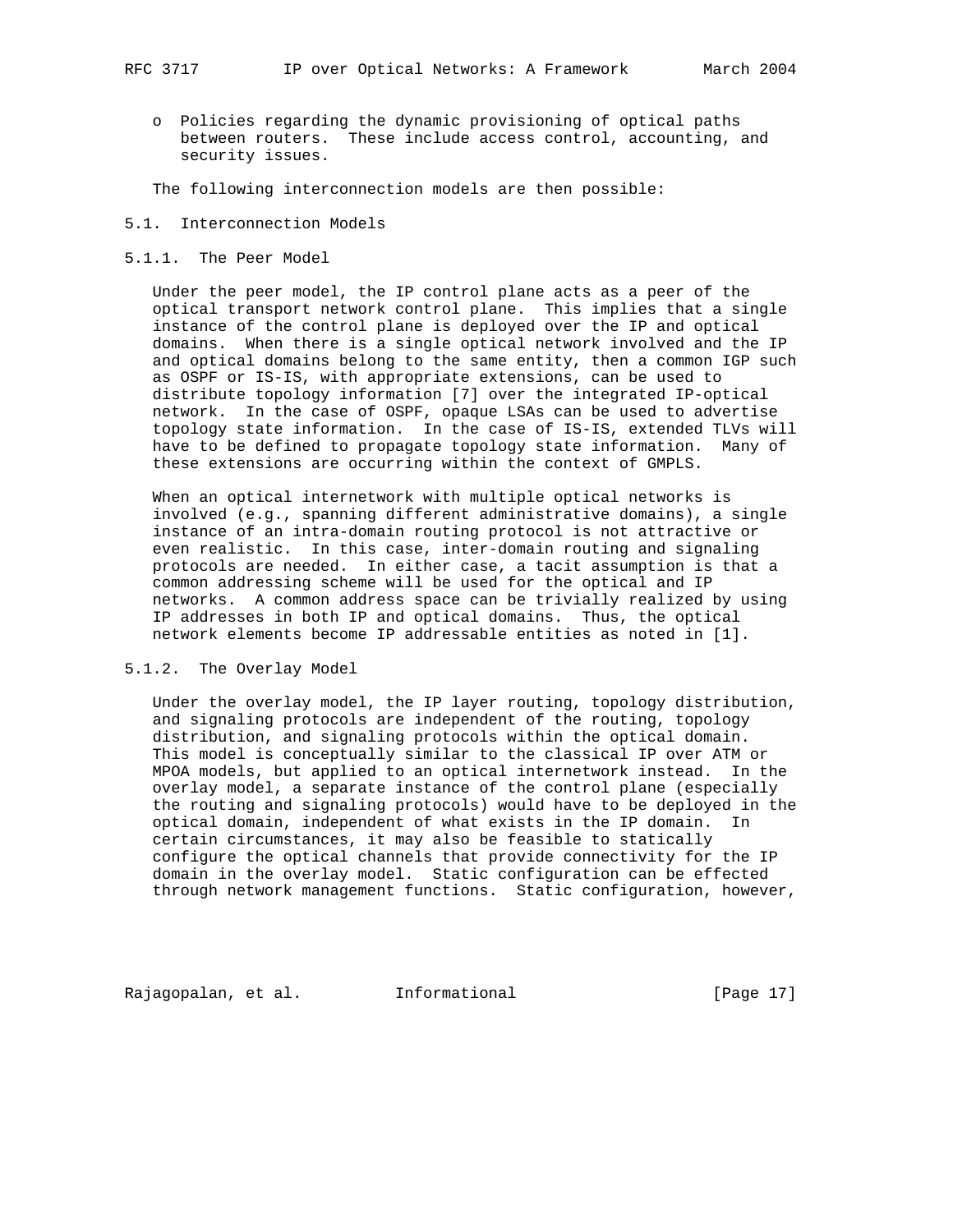- Policies regarding the dynamic provisioning of optical paths between routers. These include access control, accounting, and security issues.

The following interconnection models are then possible:

## 5.1. Interconnection Models

### 5.1.1. The Peer Model

Under the peer model, the IP control plane acts as a peer of the optical transport network control plane. This implies that a single instance of the control plane is deployed over the IP and optical domains. When there is a single optical network involved and the IP and optical domains belong to the same entity, then a common IGP such as OSPF or IS-IS, with appropriate extensions, can be used to distribute topology information [7] over the integrated IP-optical network. In the case of OSPF, opaque LSAs can be used to advertise topology state information. In the case of IS-IS, extended TLVs will have to be defined to propagate topology state information. Many of these extensions are occurring within the context of GMPLS.

When an optical internetwork with multiple optical networks is involved (e.g., spanning different administrative domains), a single instance of an intra-domain routing protocol is not attractive or even realistic. In this case, inter-domain routing and signaling protocols are needed. In either case, a tacit assumption is that a common addressing scheme will be used for the optical and IP networks. A common address space can be trivially realized by using IP addresses in both IP and optical domains. Thus, the optical network elements become IP addressable entities as noted in [1].

### 5.1.2. The Overlay Model

Under the overlay model, the IP layer routing, topology distribution, and signaling protocols are independent of the routing, topology distribution, and signaling protocols within the optical domain. This model is conceptually similar to the classical IP over ATM or MPOA models, but applied to an optical internetwork instead. In the overlay model, a separate instance of the control plane (especially the routing and signaling protocols) would have to be deployed in the optical domain, independent of what exists in the IP domain. In certain circumstances, it may also be feasible to statically configure the optical channels that provide connectivity for the IP domain in the overlay model. Static configuration can be effected through network management functions. Static configuration, however,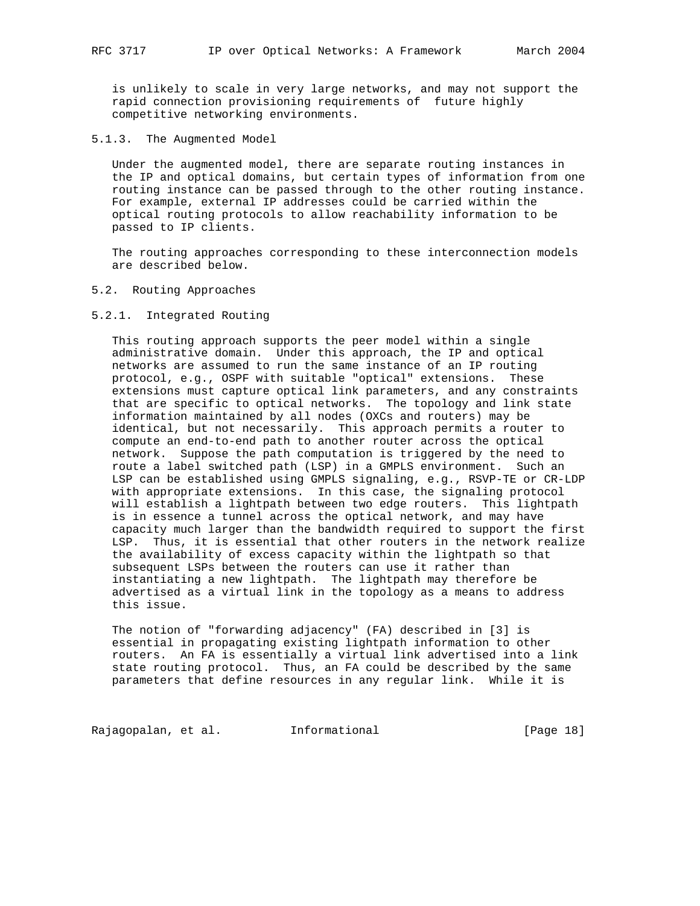is unlikely to scale in very large networks, and may not support the rapid connection provisioning requirements of future highly competitive networking environments.

#### 5.1.3. The Augmented Model

Under the augmented model, there are separate routing instances in the IP and optical domains, but certain types of information from one routing instance can be passed through to the other routing instance. For example, external IP addresses could be carried within the optical routing protocols to allow reachability information to be passed to IP clients.

The routing approaches corresponding to these interconnection models are described below.

### 5.2. Routing Approaches

#### 5.2.1. Integrated Routing

This routing approach supports the peer model within a single administrative domain. Under this approach, the IP and optical networks are assumed to run the same instance of an IP routing protocol, e.g., OSPF with suitable "optical" extensions. These extensions must capture optical link parameters, and any constraints that are specific to optical networks. The topology and link state information maintained by all nodes (OXCs and routers) may be identical, but not necessarily. This approach permits a router to compute an end-to-end path to another router across the optical network. Suppose the path computation is triggered by the need to route a label switched path (LSP) in a GMPLS environment. Such an LSP can be established using GMPLS signaling, e.g., RSVP-TE or CR-LDP with appropriate extensions. In this case, the signaling protocol will establish a lightpath between two edge routers. This lightpath is in essence a tunnel across the optical network, and may have capacity much larger than the bandwidth required to support the first LSP. Thus, it is essential that other routers in the network realize the availability of excess capacity within the lightpath so that subsequent LSPs between the routers can use it rather than instantiating a new lightpath. The lightpath may therefore be advertised as a virtual link in the topology as a means to address this issue.

The notion of "forwarding adjacency" (FA) described in [3] is essential in propagating existing lightpath information to other routers. An FA is essentially a virtual link advertised into a link state routing protocol. Thus, an FA could be described by the same parameters that define resources in any regular link. While it is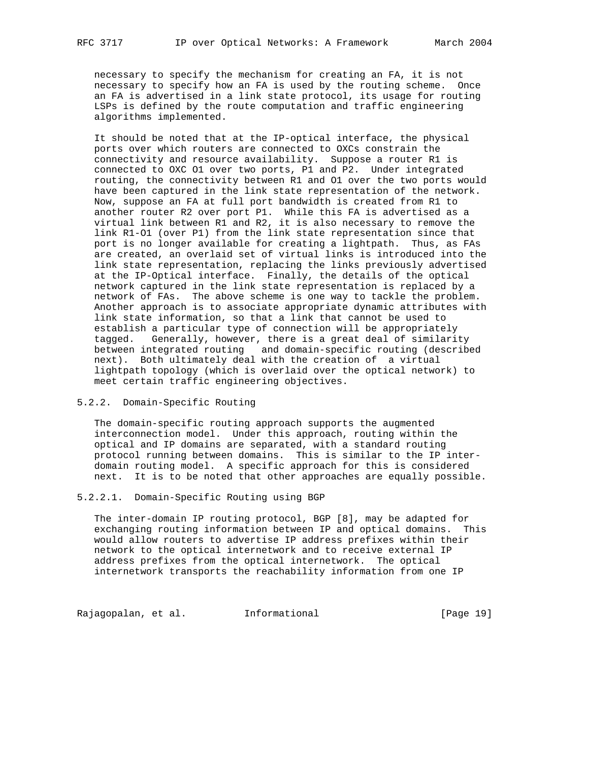necessary to specify the mechanism for creating an FA, it is not necessary to specify how an FA is used by the routing scheme. Once an FA is advertised in a link state protocol, its usage for routing LSPs is defined by the route computation and traffic engineering algorithms implemented.

It should be noted that at the IP-optical interface, the physical ports over which routers are connected to OXCs constrain the connectivity and resource availability. Suppose a router R1 is connected to OXC O1 over two ports, P1 and P2. Under integrated routing, the connectivity between R1 and O1 over the two ports would have been captured in the link state representation of the network. Now, suppose an FA at full port bandwidth is created from R1 to another router R2 over port P1. While this FA is advertised as a virtual link between R1 and R2, it is also necessary to remove the link R1-O1 (over P1) from the link state representation since that port is no longer available for creating a lightpath. Thus, as FAs are created, an overlaid set of virtual links is introduced into the link state representation, replacing the links previously advertised at the IP-Optical interface. Finally, the details of the optical network captured in the link state representation is replaced by a network of FAs. The above scheme is one way to tackle the problem. Another approach is to associate appropriate dynamic attributes with link state information, so that a link that cannot be used to establish a particular type of connection will be appropriately tagged. Generally, however, there is a great deal of similarity between integrated routing and domain-specific routing (described next). Both ultimately deal with the creation of a virtual lightpath topology (which is overlaid over the optical network) to meet certain traffic engineering objectives.

### 5.2.2. Domain-Specific Routing

The domain-specific routing approach supports the augmented interconnection model. Under this approach, routing within the optical and IP domains are separated, with a standard routing protocol running between domains. This is similar to the IP inter-domain routing model. A specific approach for this is considered next. It is to be noted that other approaches are equally possible.

#### 5.2.2.1. Domain-Specific Routing using BGP

The inter-domain IP routing protocol, BGP [8], may be adapted for exchanging routing information between IP and optical domains. This would allow routers to advertise IP address prefixes within their network to the optical internetwork and to receive external IP address prefixes from the optical internetwork. The optical internetwork transports the reachability information from one IP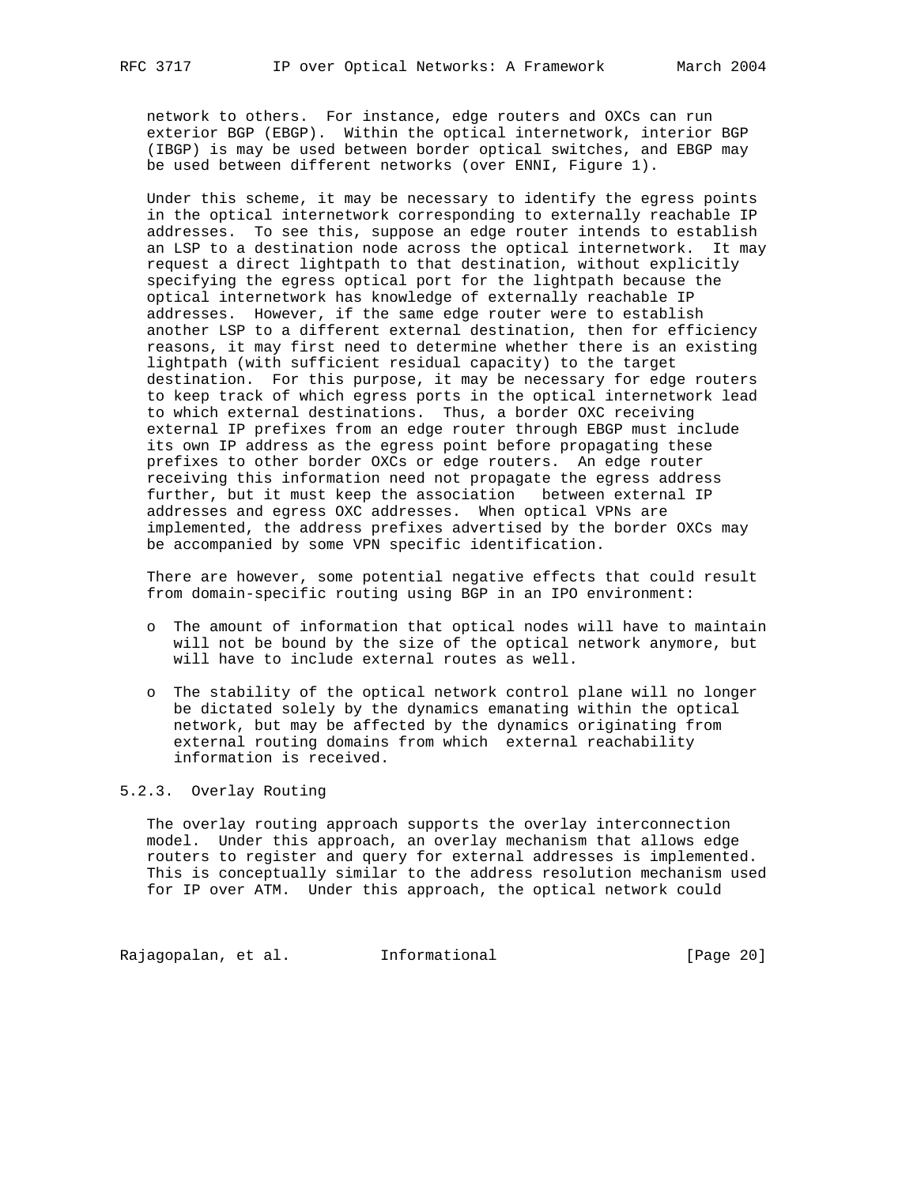network to others. For instance, edge routers and OXCs can run exterior BGP (EBGP). Within the optical internetwork, interior BGP (IBGP) is may be used between border optical switches, and EBGP may be used between different networks (over ENNI, Figure 1).

Under this scheme, it may be necessary to identify the egress points in the optical internetwork corresponding to externally reachable IP addresses. To see this, suppose an edge router intends to establish an LSP to a destination node across the optical internetwork. It may request a direct lightpath to that destination, without explicitly specifying the egress optical port for the lightpath because the optical internetwork has knowledge of externally reachable IP addresses. However, if the same edge router were to establish another LSP to a different external destination, then for efficiency reasons, it may first need to determine whether there is an existing lightpath (with sufficient residual capacity) to the target destination. For this purpose, it may be necessary for edge routers to keep track of which egress ports in the optical internetwork lead to which external destinations. Thus, a border OXC receiving external IP prefixes from an edge router through EBGP must include its own IP address as the egress point before propagating these prefixes to other border OXCs or edge routers. An edge router receiving this information need not propagate the egress address further, but it must keep the association between external IP addresses and egress OXC addresses. When optical VPNs are implemented, the address prefixes advertised by the border OXCs may be accompanied by some VPN specific identification.

There are however, some potential negative effects that could result from domain-specific routing using BGP in an IPO environment:

- The amount of information that optical nodes will have to maintain will not be bound by the size of the optical network anymore, but will have to include external routes as well.
- The stability of the optical network control plane will no longer be dictated solely by the dynamics emanating within the optical network, but may be affected by the dynamics originating from external routing domains from which external reachability information is received.

### 5.2.3. Overlay Routing

The overlay routing approach supports the overlay interconnection model. Under this approach, an overlay mechanism that allows edge routers to register and query for external addresses is implemented. This is conceptually similar to the address resolution mechanism used for IP over ATM. Under this approach, the optical network could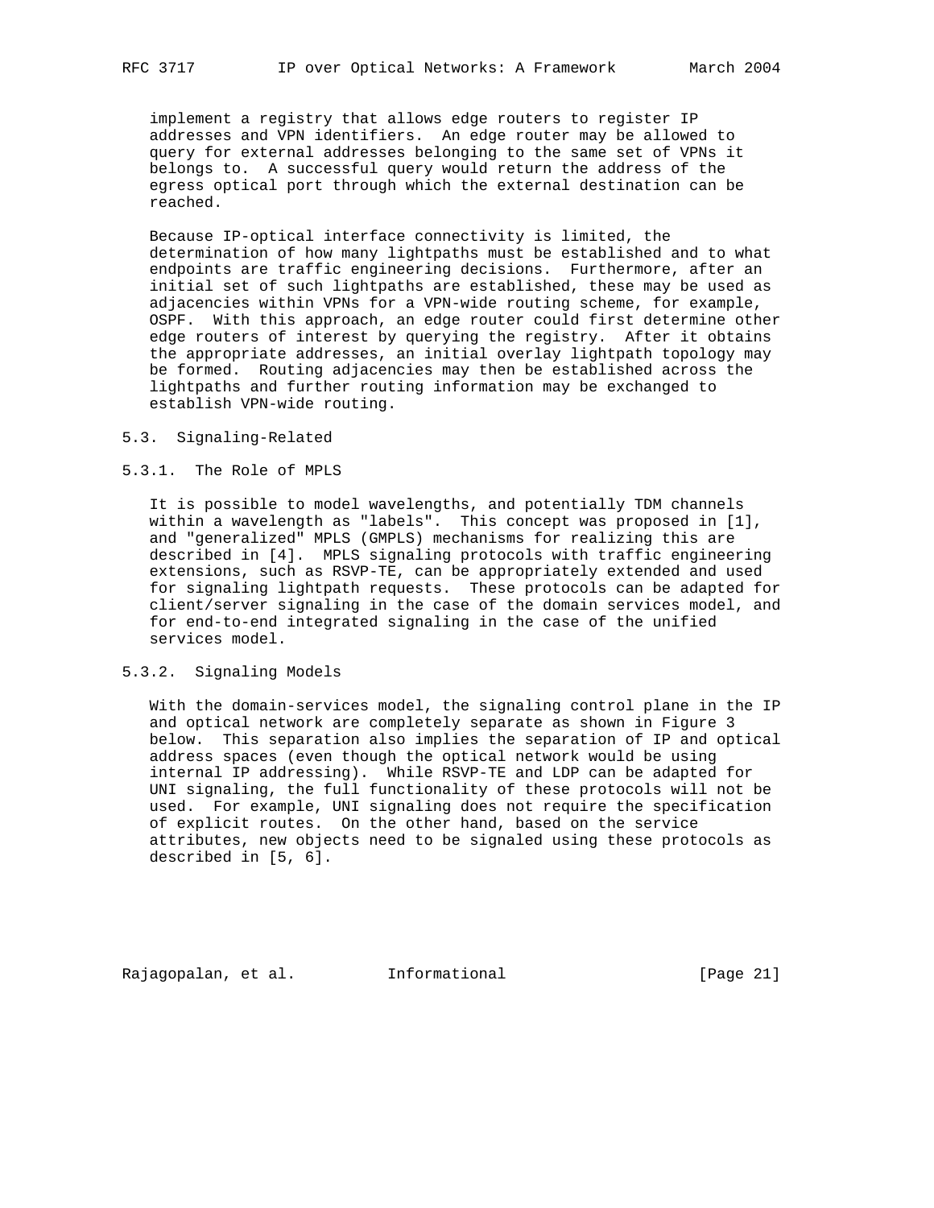implement a registry that allows edge routers to register IP addresses and VPN identifiers. An edge router may be allowed to query for external addresses belonging to the same set of VPNs it belongs to. A successful query would return the address of the egress optical port through which the external destination can be reached.

Because IP-optical interface connectivity is limited, the determination of how many lightpaths must be established and to what endpoints are traffic engineering decisions. Furthermore, after an initial set of such lightpaths are established, these may be used as adjacencies within VPNs for a VPN-wide routing scheme, for example, OSPF. With this approach, an edge router could first determine other edge routers of interest by querying the registry. After it obtains the appropriate addresses, an initial overlay lightpath topology may be formed. Routing adjacencies may then be established across the lightpaths and further routing information may be exchanged to establish VPN-wide routing.

### 5.3. Signaling-Related

#### 5.3.1. The Role of MPLS

It is possible to model wavelengths, and potentially TDM channels within a wavelength as "labels". This concept was proposed in [1], and "generalized" MPLS (GMPLS) mechanisms for realizing this are described in [4]. MPLS signaling protocols with traffic engineering extensions, such as RSVP-TE, can be appropriately extended and used for signaling lightpath requests. These protocols can be adapted for client/server signaling in the case of the domain services model, and for end-to-end integrated signaling in the case of the unified services model.

#### 5.3.2. Signaling Models

With the domain-services model, the signaling control plane in the IP and optical network are completely separate as shown in Figure 3 below. This separation also implies the separation of IP and optical address spaces (even though the optical network would be using internal IP addressing). While RSVP-TE and LDP can be adapted for UNI signaling, the full functionality of these protocols will not be used. For example, UNI signaling does not require the specification of explicit routes. On the other hand, based on the service attributes, new objects need to be signaled using these protocols as described in [5, 6].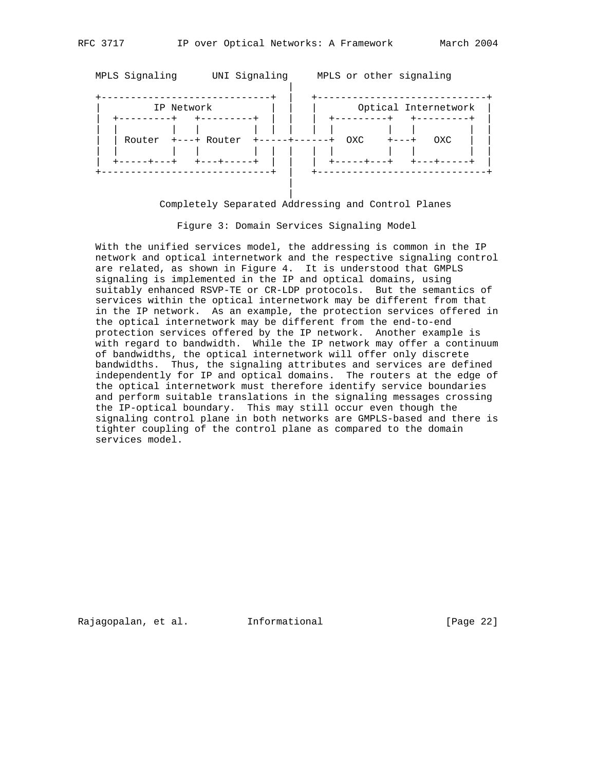```
   MPLS Signaling      UNI Signaling     MPLS or other signaling
                                 |
 +-----------------------------+ |   +-----------------------------+
 |         IP Network          | |   |       Optical Internetwork  |
 | +---------+   +---------+   | |   | +---------+   +---------+   |
 | |         |   |         |   | |   | |         |   |         |   |
 | | Router  +---+ Router  +-----+------+  OXC    +---+   OXC   |   |
 | |         |   |         |   | |   | |         |   |         |   |
 | +-----+---+   +---+-----+   | |   | +-----+---+   +---+-----+   |
 +-----------------------------+ |   +-----------------------------+
                                 |
                                 |
           Completely Separated Addressing and Control Planes
```

Figure 3: Domain Services Signaling Model

With the unified services model, the addressing is common in the IP network and optical internetwork and the respective signaling control are related, as shown in Figure 4. It is understood that GMPLS signaling is implemented in the IP and optical domains, using suitably enhanced RSVP-TE or CR-LDP protocols. But the semantics of services within the optical internetwork may be different from that in the IP network. As an example, the protection services offered in the optical internetwork may be different from the end-to-end protection services offered by the IP network. Another example is with regard to bandwidth. While the IP network may offer a continuum of bandwidths, the optical internetwork will offer only discrete bandwidths. Thus, the signaling attributes and services are defined independently for IP and optical domains. The routers at the edge of the optical internetwork must therefore identify service boundaries and perform suitable translations in the signaling messages crossing the IP-optical boundary. This may still occur even though the signaling control plane in both networks are GMPLS-based and there is tighter coupling of the control plane as compared to the domain services model.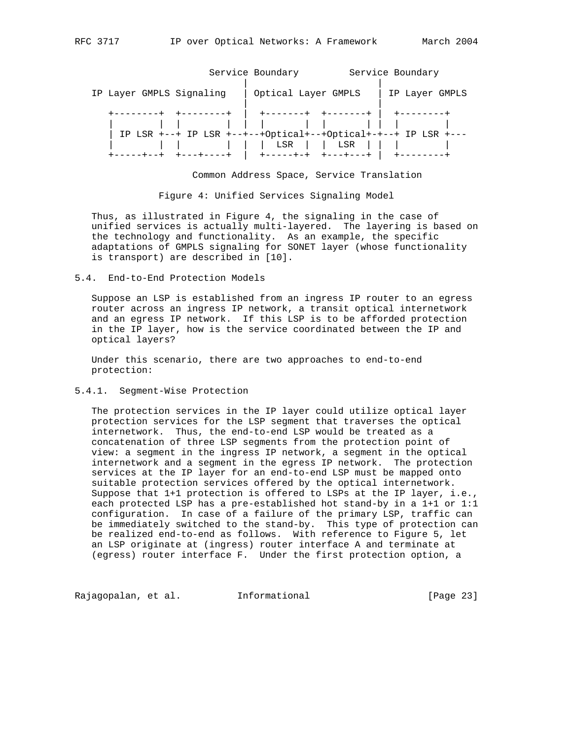```
                       Service Boundary         Service Boundary
                              |                      |
   IP Layer GMPLS Signaling   | Optical Layer GMPLS  | IP Layer GMPLS
                              |                      |
     +--------+  +--------+   |  +-------+  +-------+ |  +--------+
     |        |  |        |   |  |       |  |       | |  |        |
     | IP LSR +--+ IP LSR +---+--+Optical+--+Optical+-+--+ IP LSR +---
     |        |  |        |   |  |  LSR  |  |  LSR  | |  |        |
     +-----+--+  +---+----+   |  +-----+-+  +---+---+ |  +--------+

                    Common Address Space, Service Translation
```

Figure 4: Unified Services Signaling Model

Thus, as illustrated in Figure 4, the signaling in the case of unified services is actually multi-layered. The layering is based on the technology and functionality. As an example, the specific adaptations of GMPLS signaling for SONET layer (whose functionality is transport) are described in [10].

### 5.4. End-to-End Protection Models

Suppose an LSP is established from an ingress IP router to an egress router across an ingress IP network, a transit optical internetwork and an egress IP network. If this LSP is to be afforded protection in the IP layer, how is the service coordinated between the IP and optical layers?

Under this scenario, there are two approaches to end-to-end protection:

#### 5.4.1. Segment-Wise Protection

The protection services in the IP layer could utilize optical layer protection services for the LSP segment that traverses the optical internetwork. Thus, the end-to-end LSP would be treated as a concatenation of three LSP segments from the protection point of view: a segment in the ingress IP network, a segment in the optical internetwork and a segment in the egress IP network. The protection services at the IP layer for an end-to-end LSP must be mapped onto suitable protection services offered by the optical internetwork. Suppose that 1+1 protection is offered to LSPs at the IP layer, i.e., each protected LSP has a pre-established hot stand-by in a 1+1 or 1:1 configuration. In case of a failure of the primary LSP, traffic can be immediately switched to the stand-by. This type of protection can be realized end-to-end as follows. With reference to Figure 5, let an LSP originate at (ingress) router interface A and terminate at (egress) router interface F. Under the first protection option, a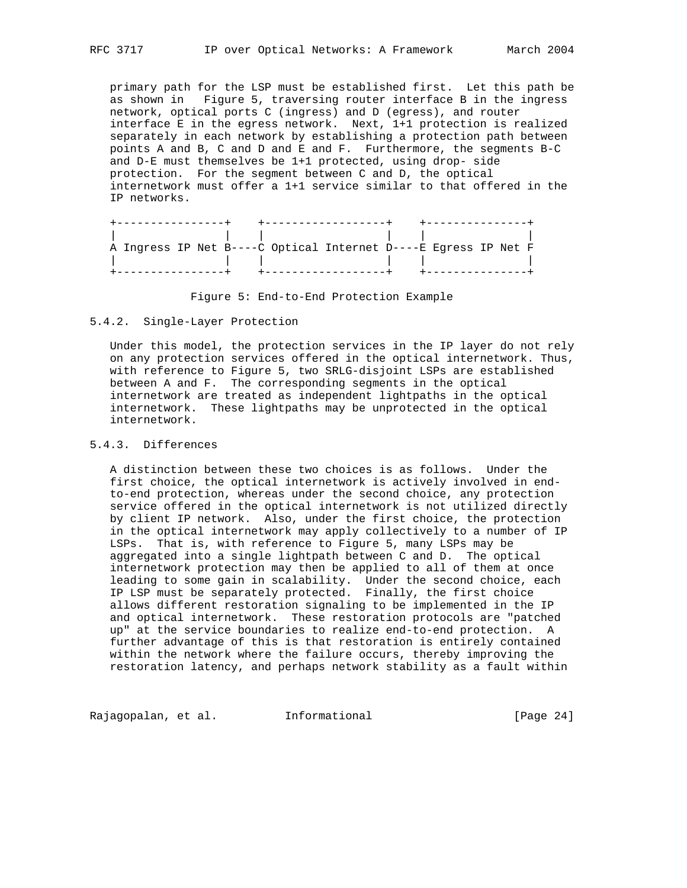primary path for the LSP must be established first. Let this path be as shown in Figure 5, traversing router interface B in the ingress network, optical ports C (ingress) and D (egress), and router interface E in the egress network. Next, 1+1 protection is realized separately in each network by establishing a protection path between points A and B, C and D and E and F. Furthermore, the segments B-C and D-E must themselves be 1+1 protected, using drop- side protection. For the segment between C and D, the optical internetwork must offer a 1+1 service similar to that offered in the IP networks.

```
+----------------+    +------------------+    +---------------+
|                |    |                  |    |               |
A Ingress IP Net B----C Optical Internet D----E Egress IP Net F
|                |    |                  |    |               |
+----------------+    +------------------+    +---------------+
```

Figure 5: End-to-End Protection Example

### 5.4.2. Single-Layer Protection

Under this model, the protection services in the IP layer do not rely on any protection services offered in the optical internetwork. Thus, with reference to Figure 5, two SRLG-disjoint LSPs are established between A and F. The corresponding segments in the optical internetwork are treated as independent lightpaths in the optical internetwork. These lightpaths may be unprotected in the optical internetwork.

### 5.4.3. Differences

A distinction between these two choices is as follows. Under the first choice, the optical internetwork is actively involved in end-to-end protection, whereas under the second choice, any protection service offered in the optical internetwork is not utilized directly by client IP network. Also, under the first choice, the protection in the optical internetwork may apply collectively to a number of IP LSPs. That is, with reference to Figure 5, many LSPs may be aggregated into a single lightpath between C and D. The optical internetwork protection may then be applied to all of them at once leading to some gain in scalability. Under the second choice, each IP LSP must be separately protected. Finally, the first choice allows different restoration signaling to be implemented in the IP and optical internetwork. These restoration protocols are "patched up" at the service boundaries to realize end-to-end protection. A further advantage of this is that restoration is entirely contained within the network where the failure occurs, thereby improving the restoration latency, and perhaps network stability as a fault within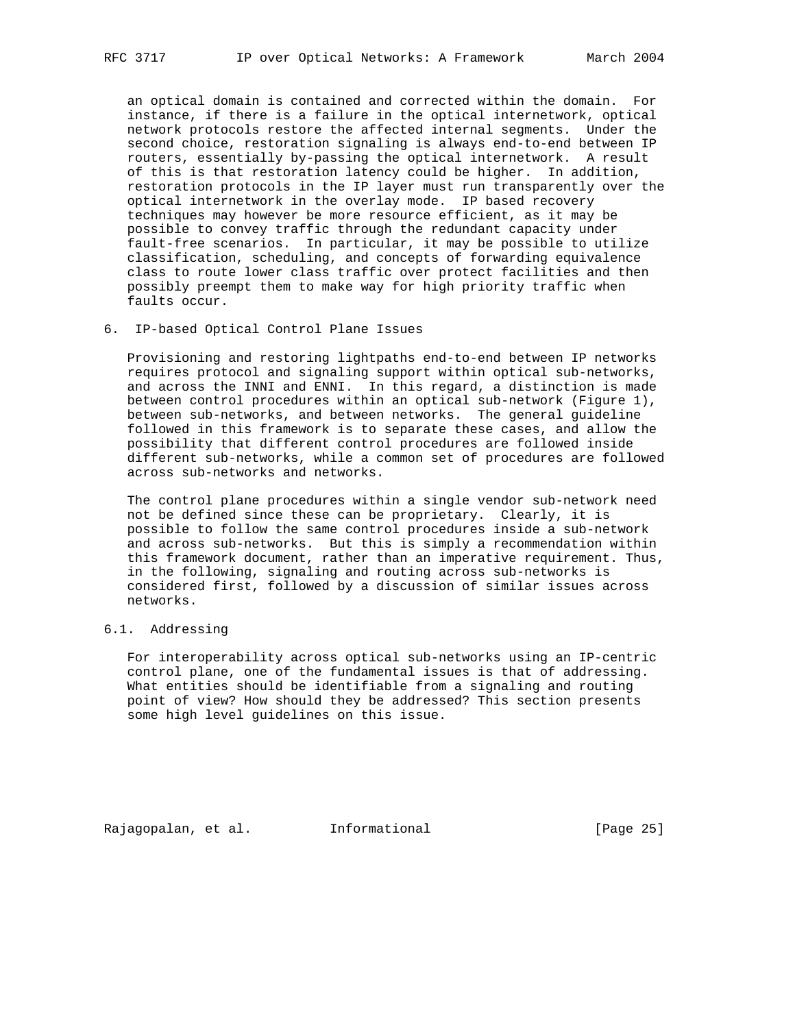an optical domain is contained and corrected within the domain. For instance, if there is a failure in the optical internetwork, optical network protocols restore the affected internal segments. Under the second choice, restoration signaling is always end-to-end between IP routers, essentially by-passing the optical internetwork. A result of this is that restoration latency could be higher. In addition, restoration protocols in the IP layer must run transparently over the optical internetwork in the overlay mode. IP based recovery techniques may however be more resource efficient, as it may be possible to convey traffic through the redundant capacity under fault-free scenarios. In particular, it may be possible to utilize classification, scheduling, and concepts of forwarding equivalence class to route lower class traffic over protect facilities and then possibly preempt them to make way for high priority traffic when faults occur.

## 6. IP-based Optical Control Plane Issues

Provisioning and restoring lightpaths end-to-end between IP networks requires protocol and signaling support within optical sub-networks, and across the INNI and ENNI. In this regard, a distinction is made between control procedures within an optical sub-network (Figure 1), between sub-networks, and between networks. The general guideline followed in this framework is to separate these cases, and allow the possibility that different control procedures are followed inside different sub-networks, while a common set of procedures are followed across sub-networks and networks.

The control plane procedures within a single vendor sub-network need not be defined since these can be proprietary. Clearly, it is possible to follow the same control procedures inside a sub-network and across sub-networks. But this is simply a recommendation within this framework document, rather than an imperative requirement. Thus, in the following, signaling and routing across sub-networks is considered first, followed by a discussion of similar issues across networks.

### 6.1. Addressing

For interoperability across optical sub-networks using an IP-centric control plane, one of the fundamental issues is that of addressing. What entities should be identifiable from a signaling and routing point of view? How should they be addressed? This section presents some high level guidelines on this issue.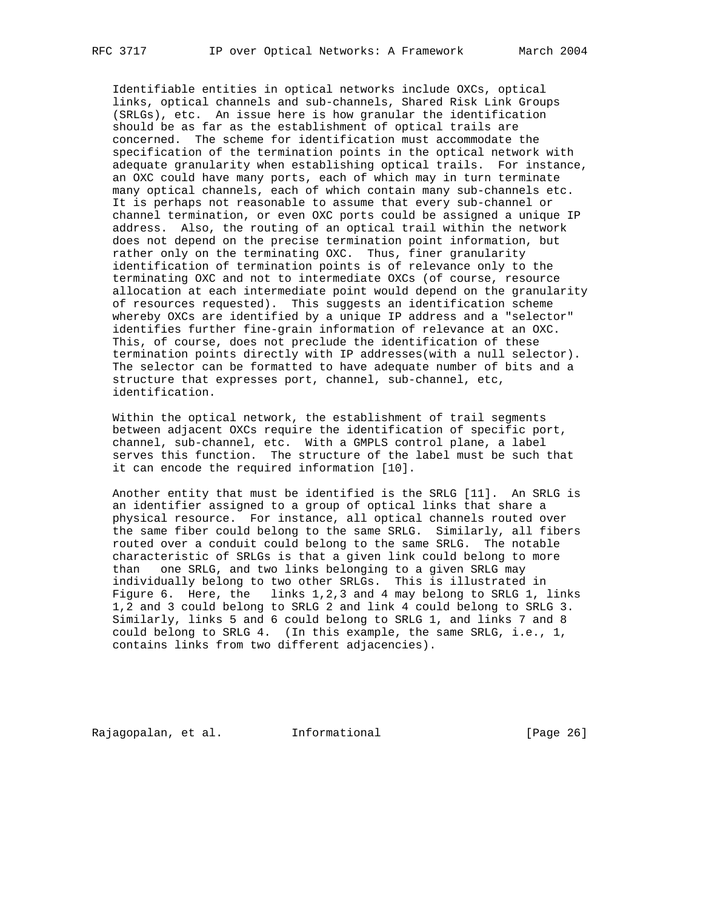Identifiable entities in optical networks include OXCs, optical links, optical channels and sub-channels, Shared Risk Link Groups (SRLGs), etc. An issue here is how granular the identification should be as far as the establishment of optical trails are concerned. The scheme for identification must accommodate the specification of the termination points in the optical network with adequate granularity when establishing optical trails. For instance, an OXC could have many ports, each of which may in turn terminate many optical channels, each of which contain many sub-channels etc. It is perhaps not reasonable to assume that every sub-channel or channel termination, or even OXC ports could be assigned a unique IP address. Also, the routing of an optical trail within the network does not depend on the precise termination point information, but rather only on the terminating OXC. Thus, finer granularity identification of termination points is of relevance only to the terminating OXC and not to intermediate OXCs (of course, resource allocation at each intermediate point would depend on the granularity of resources requested). This suggests an identification scheme whereby OXCs are identified by a unique IP address and a "selector" identifies further fine-grain information of relevance at an OXC. This, of course, does not preclude the identification of these termination points directly with IP addresses(with a null selector). The selector can be formatted to have adequate number of bits and a structure that expresses port, channel, sub-channel, etc, identification.

Within the optical network, the establishment of trail segments between adjacent OXCs require the identification of specific port, channel, sub-channel, etc. With a GMPLS control plane, a label serves this function. The structure of the label must be such that it can encode the required information [10].

Another entity that must be identified is the SRLG [11]. An SRLG is an identifier assigned to a group of optical links that share a physical resource. For instance, all optical channels routed over the same fiber could belong to the same SRLG. Similarly, all fibers routed over a conduit could belong to the same SRLG. The notable characteristic of SRLGs is that a given link could belong to more than one SRLG, and two links belonging to a given SRLG may individually belong to two other SRLGs. This is illustrated in Figure 6. Here, the links 1,2,3 and 4 may belong to SRLG 1, links 1,2 and 3 could belong to SRLG 2 and link 4 could belong to SRLG 3. Similarly, links 5 and 6 could belong to SRLG 1, and links 7 and 8 could belong to SRLG 4. (In this example, the same SRLG, i.e., 1, contains links from two different adjacencies).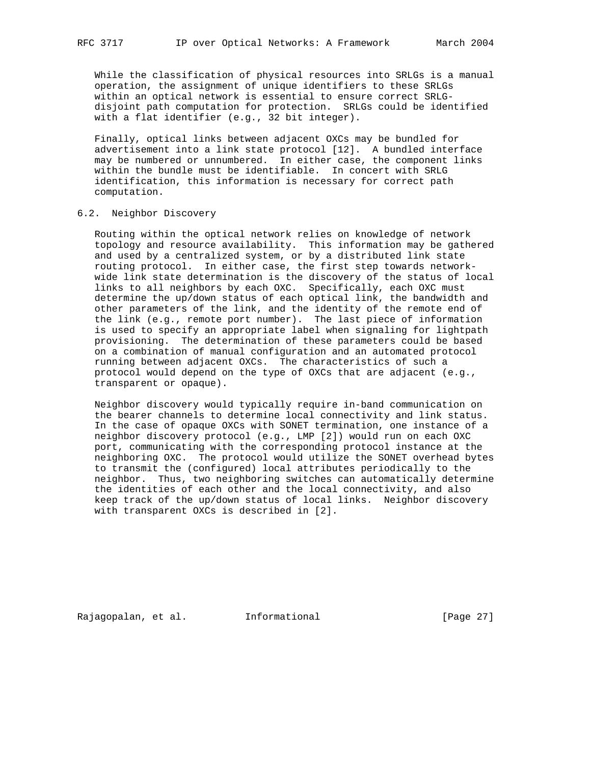While the classification of physical resources into SRLGs is a manual operation, the assignment of unique identifiers to these SRLGs within an optical network is essential to ensure correct SRLG-disjoint path computation for protection. SRLGs could be identified with a flat identifier (e.g., 32 bit integer).

Finally, optical links between adjacent OXCs may be bundled for advertisement into a link state protocol [12]. A bundled interface may be numbered or unnumbered. In either case, the component links within the bundle must be identifiable. In concert with SRLG identification, this information is necessary for correct path computation.

## 6.2. Neighbor Discovery

Routing within the optical network relies on knowledge of network topology and resource availability. This information may be gathered and used by a centralized system, or by a distributed link state routing protocol. In either case, the first step towards network-wide link state determination is the discovery of the status of local links to all neighbors by each OXC. Specifically, each OXC must determine the up/down status of each optical link, the bandwidth and other parameters of the link, and the identity of the remote end of the link (e.g., remote port number). The last piece of information is used to specify an appropriate label when signaling for lightpath provisioning. The determination of these parameters could be based on a combination of manual configuration and an automated protocol running between adjacent OXCs. The characteristics of such a protocol would depend on the type of OXCs that are adjacent (e.g., transparent or opaque).

Neighbor discovery would typically require in-band communication on the bearer channels to determine local connectivity and link status. In the case of opaque OXCs with SONET termination, one instance of a neighbor discovery protocol (e.g., LMP [2]) would run on each OXC port, communicating with the corresponding protocol instance at the neighboring OXC. The protocol would utilize the SONET overhead bytes to transmit the (configured) local attributes periodically to the neighbor. Thus, two neighboring switches can automatically determine the identities of each other and the local connectivity, and also keep track of the up/down status of local links. Neighbor discovery with transparent OXCs is described in [2].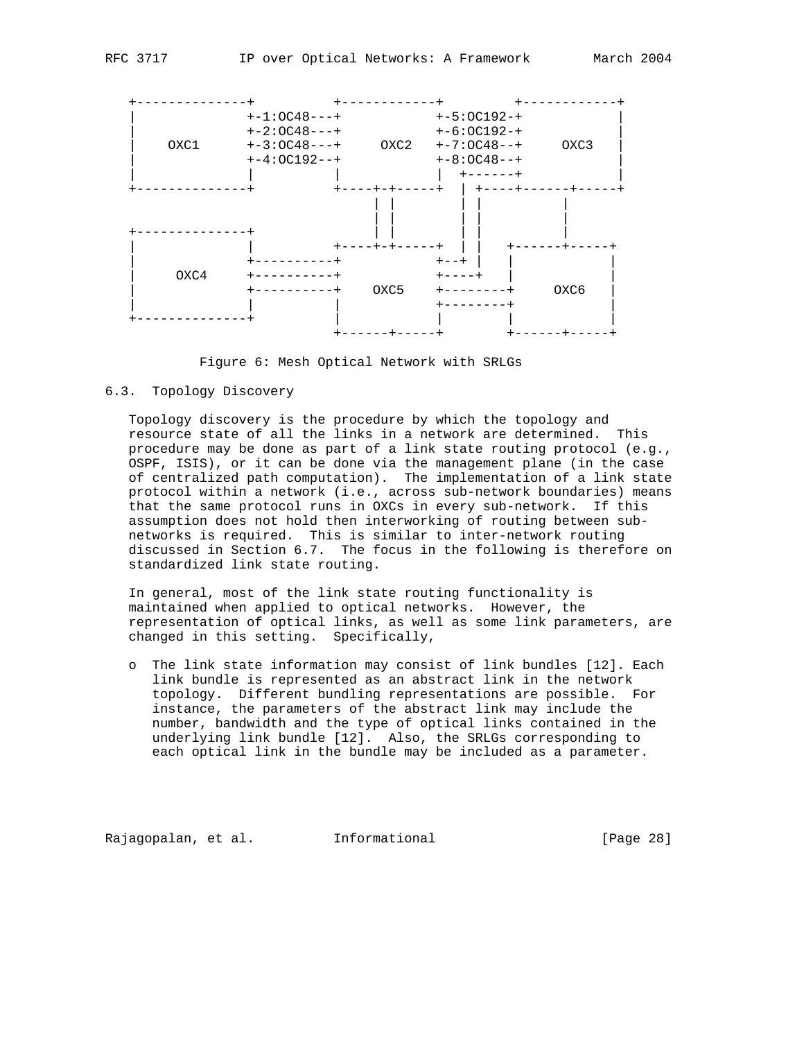```
   +--------------+          +------------+         +------------+
   |              +-1:OC48---+            +-5:OC192-+            |
   |              +-2:OC48---+            +-6:OC192-+            |
   |    OXC1      +-3:OC48---+     OXC2   +-7:OC48--+     OXC3   |
   |              +-4:OC192--+            +-8:OC48--+            |
   |              |          |            |  +------+            |
   +--------------+          +----+-+-----+  | +----+------+-----+
                                  | |        | |           |
                                  | |        | |           |
   +--------------+               | |        | |           |
   |              |          +----+-+-----+  | |   +------+-----+
   |              +----------+            +--+ |   |            |
   |    OXC4      +----------+            +----+   |            |
   |              +----------+    OXC5    +--------+    OXC6    |
   |              |          |            +--------+            |
   +--------------+          |            |        |            |
                             +------+-----+        +------+-----+
```

Figure 6: Mesh Optical Network with SRLGs

### 6.3. Topology Discovery

Topology discovery is the procedure by which the topology and resource state of all the links in a network are determined. This procedure may be done as part of a link state routing protocol (e.g., OSPF, ISIS), or it can be done via the management plane (in the case of centralized path computation). The implementation of a link state protocol within a network (i.e., across sub-network boundaries) means that the same protocol runs in OXCs in every sub-network. If this assumption does not hold then interworking of routing between sub-networks is required. This is similar to inter-network routing discussed in Section 6.7. The focus in the following is therefore on standardized link state routing.

In general, most of the link state routing functionality is maintained when applied to optical networks. However, the representation of optical links, as well as some link parameters, are changed in this setting. Specifically,

- The link state information may consist of link bundles [12]. Each link bundle is represented as an abstract link in the network topology. Different bundling representations are possible. For instance, the parameters of the abstract link may include the number, bandwidth and the type of optical links contained in the underlying link bundle [12]. Also, the SRLGs corresponding to each optical link in the bundle may be included as a parameter.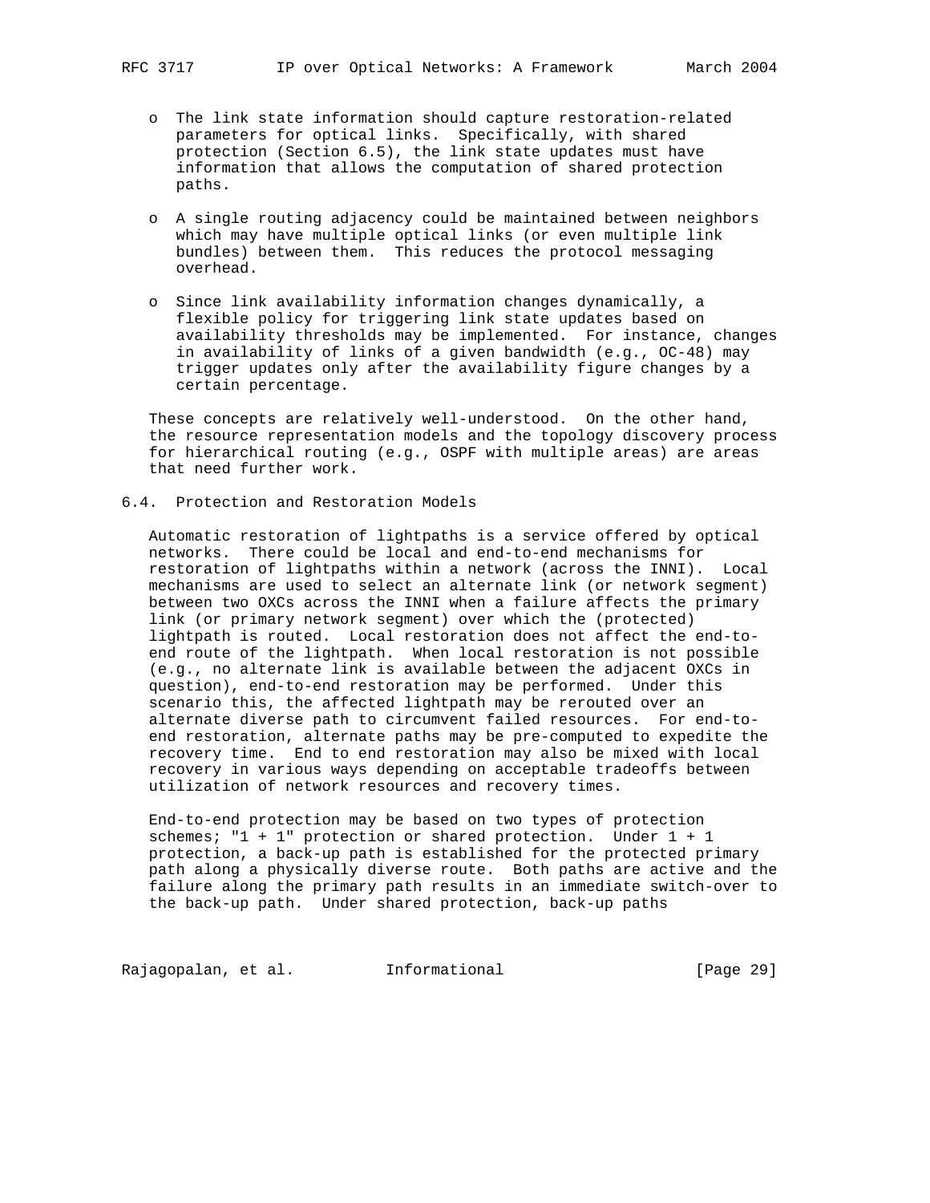- The link state information should capture restoration-related parameters for optical links. Specifically, with shared protection (Section 6.5), the link state updates must have information that allows the computation of shared protection paths.

- A single routing adjacency could be maintained between neighbors which may have multiple optical links (or even multiple link bundles) between them. This reduces the protocol messaging overhead.

- Since link availability information changes dynamically, a flexible policy for triggering link state updates based on availability thresholds may be implemented. For instance, changes in availability of links of a given bandwidth (e.g., OC-48) may trigger updates only after the availability figure changes by a certain percentage.

These concepts are relatively well-understood. On the other hand, the resource representation models and the topology discovery process for hierarchical routing (e.g., OSPF with multiple areas) are areas that need further work.

## 6.4. Protection and Restoration Models

Automatic restoration of lightpaths is a service offered by optical networks. There could be local and end-to-end mechanisms for restoration of lightpaths within a network (across the INNI). Local mechanisms are used to select an alternate link (or network segment) between two OXCs across the INNI when a failure affects the primary link (or primary network segment) over which the (protected) lightpath is routed. Local restoration does not affect the end-to-end route of the lightpath. When local restoration is not possible (e.g., no alternate link is available between the adjacent OXCs in question), end-to-end restoration may be performed. Under this scenario this, the affected lightpath may be rerouted over an alternate diverse path to circumvent failed resources. For end-to-end restoration, alternate paths may be pre-computed to expedite the recovery time. End to end restoration may also be mixed with local recovery in various ways depending on acceptable tradeoffs between utilization of network resources and recovery times.

End-to-end protection may be based on two types of protection schemes; "1 + 1" protection or shared protection. Under 1 + 1 protection, a back-up path is established for the protected primary path along a physically diverse route. Both paths are active and the failure along the primary path results in an immediate switch-over to the back-up path. Under shared protection, back-up paths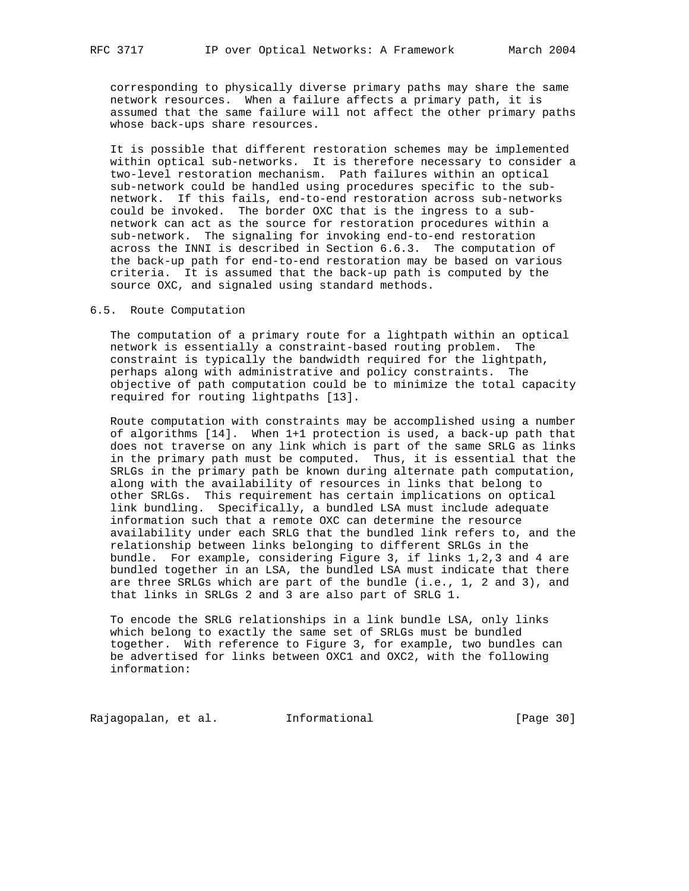corresponding to physically diverse primary paths may share the same network resources. When a failure affects a primary path, it is assumed that the same failure will not affect the other primary paths whose back-ups share resources.

It is possible that different restoration schemes may be implemented within optical sub-networks. It is therefore necessary to consider a two-level restoration mechanism. Path failures within an optical sub-network could be handled using procedures specific to the sub-network. If this fails, end-to-end restoration across sub-networks could be invoked. The border OXC that is the ingress to a sub-network can act as the source for restoration procedures within a sub-network. The signaling for invoking end-to-end restoration across the INNI is described in Section 6.6.3. The computation of the back-up path for end-to-end restoration may be based on various criteria. It is assumed that the back-up path is computed by the source OXC, and signaled using standard methods.

## 6.5. Route Computation

The computation of a primary route for a lightpath within an optical network is essentially a constraint-based routing problem. The constraint is typically the bandwidth required for the lightpath, perhaps along with administrative and policy constraints. The objective of path computation could be to minimize the total capacity required for routing lightpaths [13].

Route computation with constraints may be accomplished using a number of algorithms [14]. When 1+1 protection is used, a back-up path that does not traverse on any link which is part of the same SRLG as links in the primary path must be computed. Thus, it is essential that the SRLGs in the primary path be known during alternate path computation, along with the availability of resources in links that belong to other SRLGs. This requirement has certain implications on optical link bundling. Specifically, a bundled LSA must include adequate information such that a remote OXC can determine the resource availability under each SRLG that the bundled link refers to, and the relationship between links belonging to different SRLGs in the bundle. For example, considering Figure 3, if links 1,2,3 and 4 are bundled together in an LSA, the bundled LSA must indicate that there are three SRLGs which are part of the bundle (i.e., 1, 2 and 3), and that links in SRLGs 2 and 3 are also part of SRLG 1.

To encode the SRLG relationships in a link bundle LSA, only links which belong to exactly the same set of SRLGs must be bundled together. With reference to Figure 3, for example, two bundles can be advertised for links between OXC1 and OXC2, with the following information: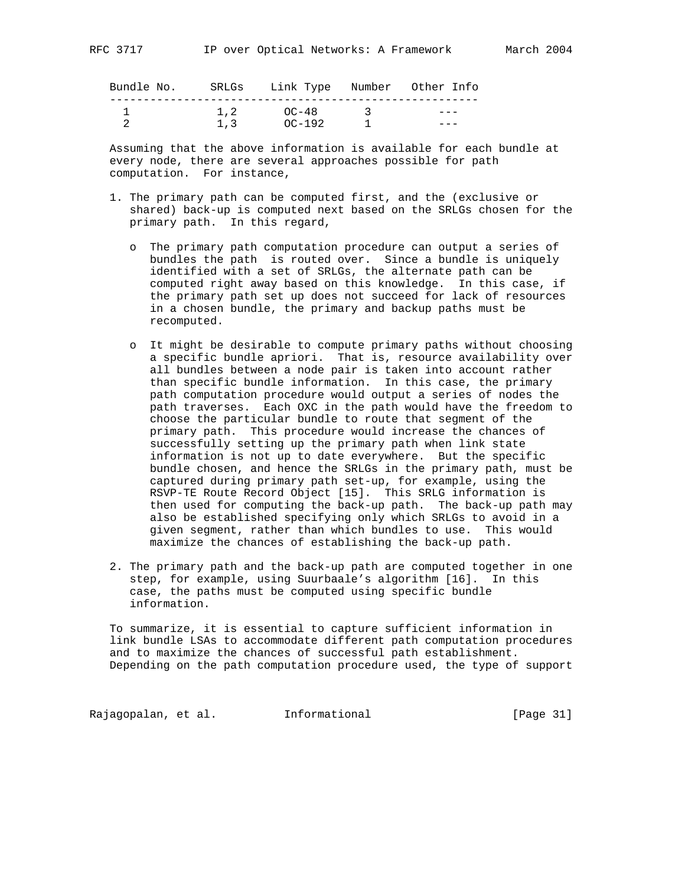| Bundle No. | SRLGs | Link Type | Number | Other Info |
|---|---|---|---|---|
| 1 | 1,2 | OC-48 | 3 | --- |
| 2 | 1,3 | OC-192 | 1 | --- |

Assuming that the above information is available for each bundle at every node, there are several approaches possible for path computation. For instance,

1. The primary path can be computed first, and the (exclusive or shared) back-up is computed next based on the SRLGs chosen for the primary path. In this regard,

   - The primary path computation procedure can output a series of bundles the path is routed over. Since a bundle is uniquely identified with a set of SRLGs, the alternate path can be computed right away based on this knowledge. In this case, if the primary path set up does not succeed for lack of resources in a chosen bundle, the primary and backup paths must be recomputed.

   - It might be desirable to compute primary paths without choosing a specific bundle apriori. That is, resource availability over all bundles between a node pair is taken into account rather than specific bundle information. In this case, the primary path computation procedure would output a series of nodes the path traverses. Each OXC in the path would have the freedom to choose the particular bundle to route that segment of the primary path. This procedure would increase the chances of successfully setting up the primary path when link state information is not up to date everywhere. But the specific bundle chosen, and hence the SRLGs in the primary path, must be captured during primary path set-up, for example, using the RSVP-TE Route Record Object [15]. This SRLG information is then used for computing the back-up path. The back-up path may also be established specifying only which SRLGs to avoid in a given segment, rather than which bundles to use. This would maximize the chances of establishing the back-up path.

2. The primary path and the back-up path are computed together in one step, for example, using Suurbaale's algorithm [16]. In this case, the paths must be computed using specific bundle information.

To summarize, it is essential to capture sufficient information in link bundle LSAs to accommodate different path computation procedures and to maximize the chances of successful path establishment. Depending on the path computation procedure used, the type of support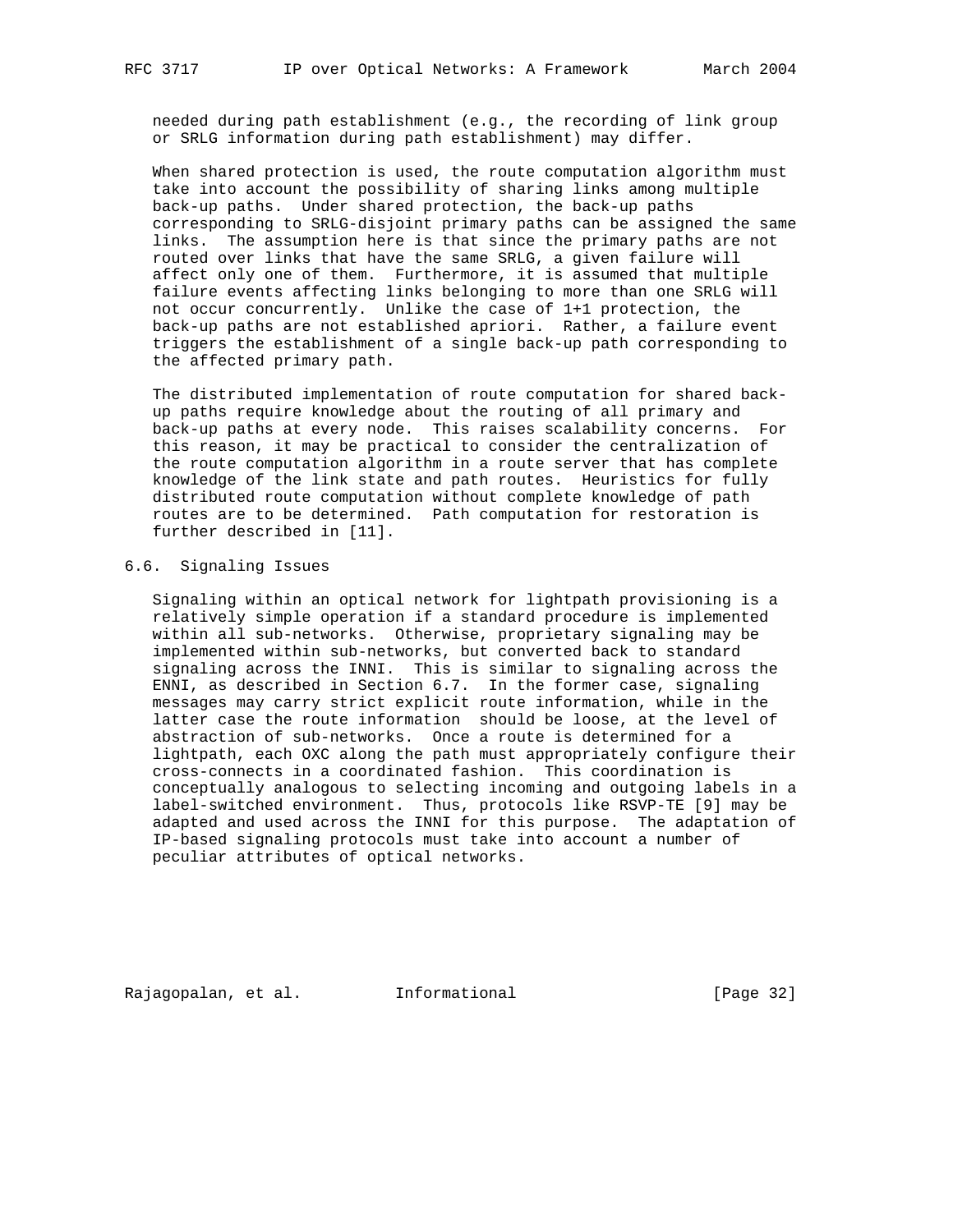needed during path establishment (e.g., the recording of link group or SRLG information during path establishment) may differ.

When shared protection is used, the route computation algorithm must take into account the possibility of sharing links among multiple back-up paths. Under shared protection, the back-up paths corresponding to SRLG-disjoint primary paths can be assigned the same links. The assumption here is that since the primary paths are not routed over links that have the same SRLG, a given failure will affect only one of them. Furthermore, it is assumed that multiple failure events affecting links belonging to more than one SRLG will not occur concurrently. Unlike the case of 1+1 protection, the back-up paths are not established apriori. Rather, a failure event triggers the establishment of a single back-up path corresponding to the affected primary path.

The distributed implementation of route computation for shared back-up paths require knowledge about the routing of all primary and back-up paths at every node. This raises scalability concerns. For this reason, it may be practical to consider the centralization of the route computation algorithm in a route server that has complete knowledge of the link state and path routes. Heuristics for fully distributed route computation without complete knowledge of path routes are to be determined. Path computation for restoration is further described in [11].

## 6.6. Signaling Issues

Signaling within an optical network for lightpath provisioning is a relatively simple operation if a standard procedure is implemented within all sub-networks. Otherwise, proprietary signaling may be implemented within sub-networks, but converted back to standard signaling across the INNI. This is similar to signaling across the ENNI, as described in Section 6.7. In the former case, signaling messages may carry strict explicit route information, while in the latter case the route information should be loose, at the level of abstraction of sub-networks. Once a route is determined for a lightpath, each OXC along the path must appropriately configure their cross-connects in a coordinated fashion. This coordination is conceptually analogous to selecting incoming and outgoing labels in a label-switched environment. Thus, protocols like RSVP-TE [9] may be adapted and used across the INNI for this purpose. The adaptation of IP-based signaling protocols must take into account a number of peculiar attributes of optical networks.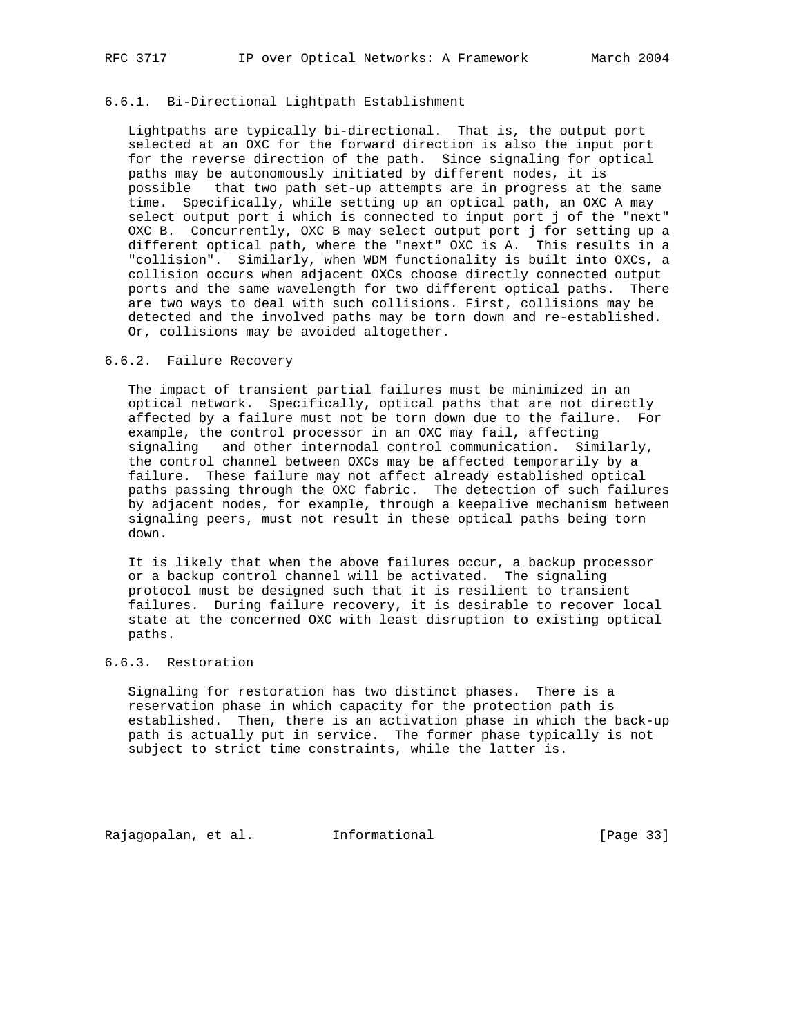### 6.6.1. Bi-Directional Lightpath Establishment

Lightpaths are typically bi-directional. That is, the output port selected at an OXC for the forward direction is also the input port for the reverse direction of the path. Since signaling for optical paths may be autonomously initiated by different nodes, it is possible that two path set-up attempts are in progress at the same time. Specifically, while setting up an optical path, an OXC A may select output port i which is connected to input port j of the "next" OXC B. Concurrently, OXC B may select output port j for setting up a different optical path, where the "next" OXC is A. This results in a "collision". Similarly, when WDM functionality is built into OXCs, a collision occurs when adjacent OXCs choose directly connected output ports and the same wavelength for two different optical paths. There are two ways to deal with such collisions. First, collisions may be detected and the involved paths may be torn down and re-established. Or, collisions may be avoided altogether.

### 6.6.2. Failure Recovery

The impact of transient partial failures must be minimized in an optical network. Specifically, optical paths that are not directly affected by a failure must not be torn down due to the failure. For example, the control processor in an OXC may fail, affecting signaling and other internodal control communication. Similarly, the control channel between OXCs may be affected temporarily by a failure. These failure may not affect already established optical paths passing through the OXC fabric. The detection of such failures by adjacent nodes, for example, through a keepalive mechanism between signaling peers, must not result in these optical paths being torn down.

It is likely that when the above failures occur, a backup processor or a backup control channel will be activated. The signaling protocol must be designed such that it is resilient to transient failures. During failure recovery, it is desirable to recover local state at the concerned OXC with least disruption to existing optical paths.

### 6.6.3. Restoration

Signaling for restoration has two distinct phases. There is a reservation phase in which capacity for the protection path is established. Then, there is an activation phase in which the back-up path is actually put in service. The former phase typically is not subject to strict time constraints, while the latter is.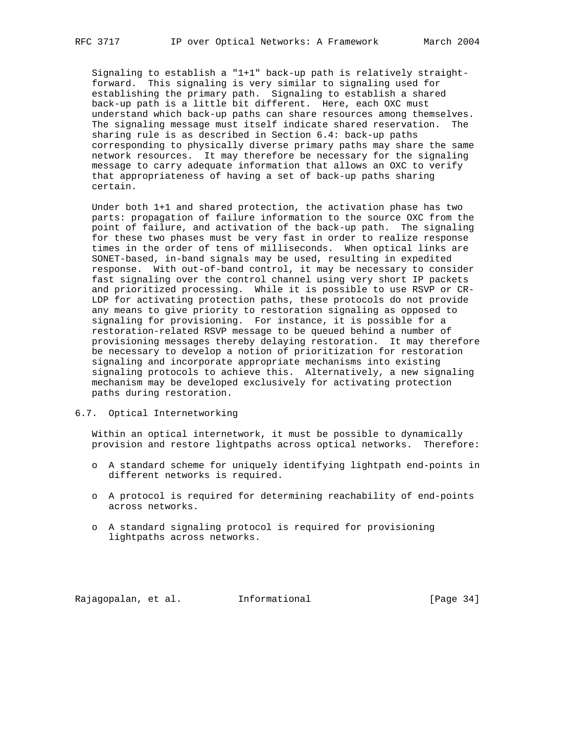Signaling to establish a "1+1" back-up path is relatively straightforward. This signaling is very similar to signaling used for establishing the primary path. Signaling to establish a shared back-up path is a little bit different. Here, each OXC must understand which back-up paths can share resources among themselves. The signaling message must itself indicate shared reservation. The sharing rule is as described in Section 6.4: back-up paths corresponding to physically diverse primary paths may share the same network resources. It may therefore be necessary for the signaling message to carry adequate information that allows an OXC to verify that appropriateness of having a set of back-up paths sharing certain.

Under both 1+1 and shared protection, the activation phase has two parts: propagation of failure information to the source OXC from the point of failure, and activation of the back-up path. The signaling for these two phases must be very fast in order to realize response times in the order of tens of milliseconds. When optical links are SONET-based, in-band signals may be used, resulting in expedited response. With out-of-band control, it may be necessary to consider fast signaling over the control channel using very short IP packets and prioritized processing. While it is possible to use RSVP or CR-LDP for activating protection paths, these protocols do not provide any means to give priority to restoration signaling as opposed to signaling for provisioning. For instance, it is possible for a restoration-related RSVP message to be queued behind a number of provisioning messages thereby delaying restoration. It may therefore be necessary to develop a notion of prioritization for restoration signaling and incorporate appropriate mechanisms into existing signaling protocols to achieve this. Alternatively, a new signaling mechanism may be developed exclusively for activating protection paths during restoration.

## 6.7. Optical Internetworking

Within an optical internetwork, it must be possible to dynamically provision and restore lightpaths across optical networks. Therefore:

- A standard scheme for uniquely identifying lightpath end-points in different networks is required.
- A protocol is required for determining reachability of end-points across networks.
- A standard signaling protocol is required for provisioning lightpaths across networks.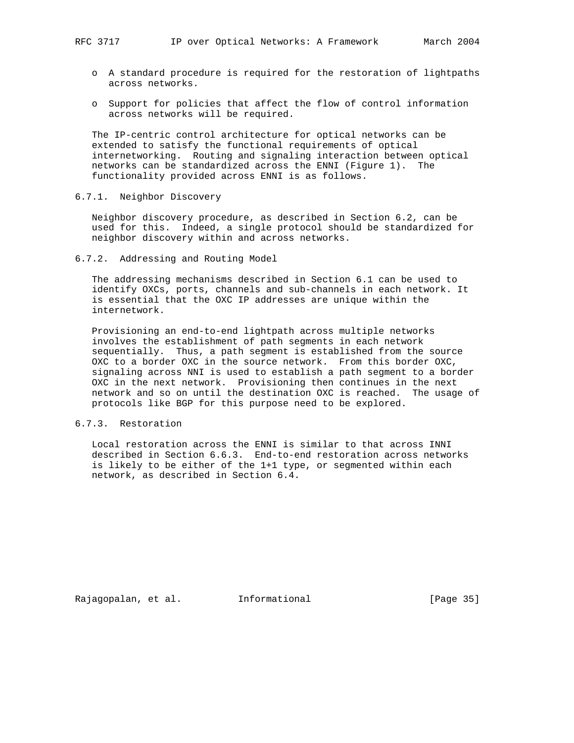- A standard procedure is required for the restoration of lightpaths across networks.

- Support for policies that affect the flow of control information across networks will be required.

The IP-centric control architecture for optical networks can be extended to satisfy the functional requirements of optical internetworking. Routing and signaling interaction between optical networks can be standardized across the ENNI (Figure 1). The functionality provided across ENNI is as follows.

### 6.7.1. Neighbor Discovery

Neighbor discovery procedure, as described in Section 6.2, can be used for this. Indeed, a single protocol should be standardized for neighbor discovery within and across networks.

### 6.7.2. Addressing and Routing Model

The addressing mechanisms described in Section 6.1 can be used to identify OXCs, ports, channels and sub-channels in each network. It is essential that the OXC IP addresses are unique within the internetwork.

Provisioning an end-to-end lightpath across multiple networks involves the establishment of path segments in each network sequentially. Thus, a path segment is established from the source OXC to a border OXC in the source network. From this border OXC, signaling across NNI is used to establish a path segment to a border OXC in the next network. Provisioning then continues in the next network and so on until the destination OXC is reached. The usage of protocols like BGP for this purpose need to be explored.

### 6.7.3. Restoration

Local restoration across the ENNI is similar to that across INNI described in Section 6.6.3. End-to-end restoration across networks is likely to be either of the 1+1 type, or segmented within each network, as described in Section 6.4.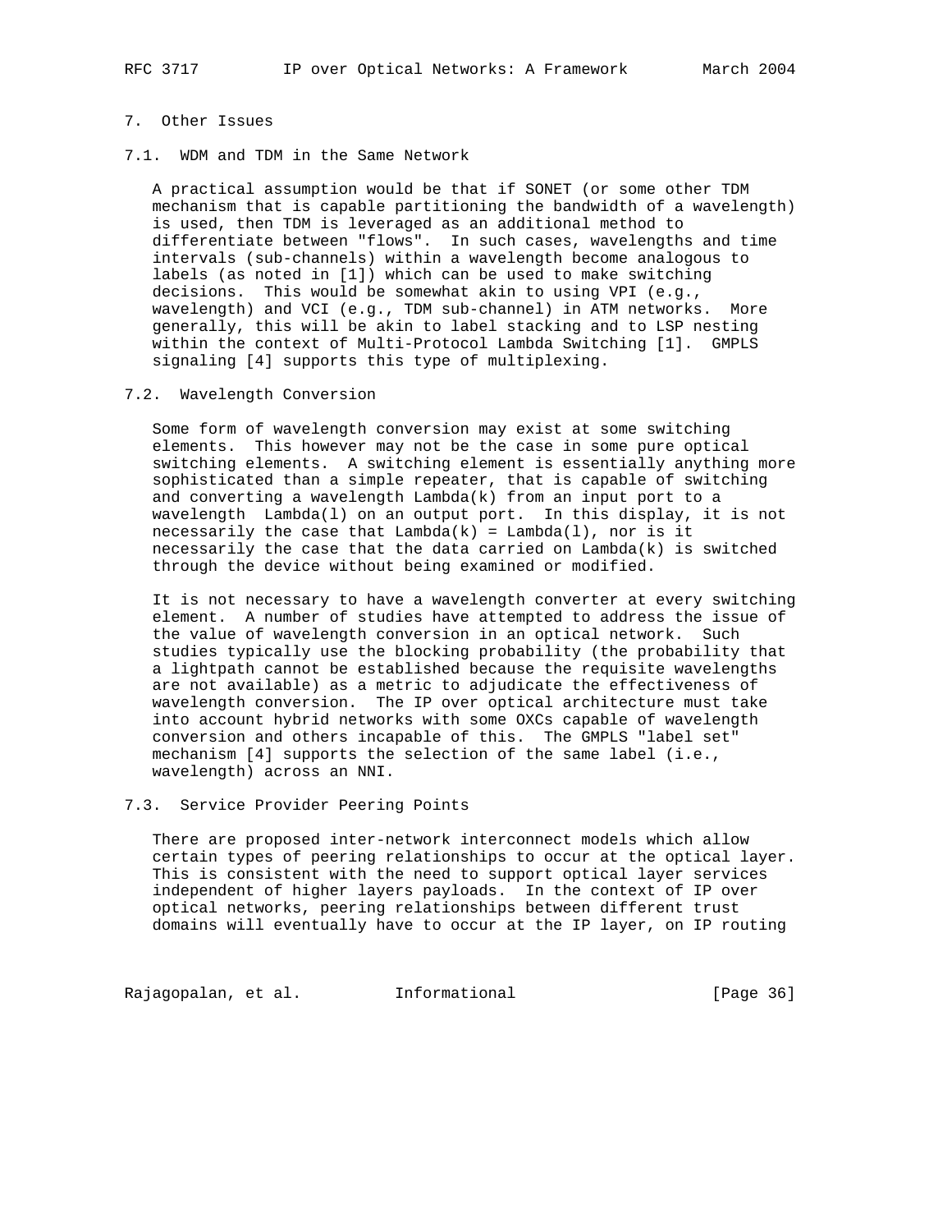## 7. Other Issues

### 7.1. WDM and TDM in the Same Network

A practical assumption would be that if SONET (or some other TDM mechanism that is capable partitioning the bandwidth of a wavelength) is used, then TDM is leveraged as an additional method to differentiate between "flows". In such cases, wavelengths and time intervals (sub-channels) within a wavelength become analogous to labels (as noted in [1]) which can be used to make switching decisions. This would be somewhat akin to using VPI (e.g., wavelength) and VCI (e.g., TDM sub-channel) in ATM networks. More generally, this will be akin to label stacking and to LSP nesting within the context of Multi-Protocol Lambda Switching [1]. GMPLS signaling [4] supports this type of multiplexing.

### 7.2. Wavelength Conversion

Some form of wavelength conversion may exist at some switching elements. This however may not be the case in some pure optical switching elements. A switching element is essentially anything more sophisticated than a simple repeater, that is capable of switching and converting a wavelength Lambda(k) from an input port to a wavelength Lambda(l) on an output port. In this display, it is not necessarily the case that Lambda(k) = Lambda(l), nor is it necessarily the case that the data carried on Lambda(k) is switched through the device without being examined or modified.

It is not necessary to have a wavelength converter at every switching element. A number of studies have attempted to address the issue of the value of wavelength conversion in an optical network. Such studies typically use the blocking probability (the probability that a lightpath cannot be established because the requisite wavelengths are not available) as a metric to adjudicate the effectiveness of wavelength conversion. The IP over optical architecture must take into account hybrid networks with some OXCs capable of wavelength conversion and others incapable of this. The GMPLS "label set" mechanism [4] supports the selection of the same label (i.e., wavelength) across an NNI.

### 7.3. Service Provider Peering Points

There are proposed inter-network interconnect models which allow certain types of peering relationships to occur at the optical layer. This is consistent with the need to support optical layer services independent of higher layers payloads. In the context of IP over optical networks, peering relationships between different trust domains will eventually have to occur at the IP layer, on IP routing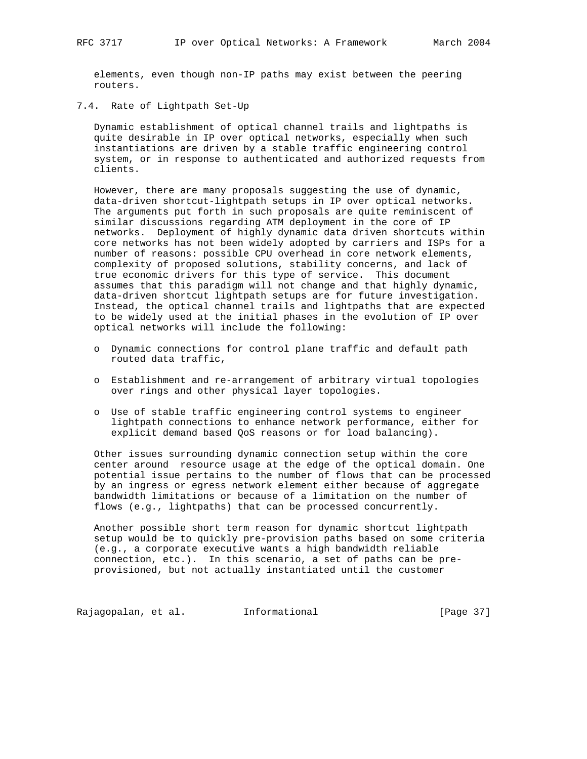elements, even though non-IP paths may exist between the peering routers.

### 7.4. Rate of Lightpath Set-Up

Dynamic establishment of optical channel trails and lightpaths is quite desirable in IP over optical networks, especially when such instantiations are driven by a stable traffic engineering control system, or in response to authenticated and authorized requests from clients.

However, there are many proposals suggesting the use of dynamic, data-driven shortcut-lightpath setups in IP over optical networks. The arguments put forth in such proposals are quite reminiscent of similar discussions regarding ATM deployment in the core of IP networks. Deployment of highly dynamic data driven shortcuts within core networks has not been widely adopted by carriers and ISPs for a number of reasons: possible CPU overhead in core network elements, complexity of proposed solutions, stability concerns, and lack of true economic drivers for this type of service. This document assumes that this paradigm will not change and that highly dynamic, data-driven shortcut lightpath setups are for future investigation. Instead, the optical channel trails and lightpaths that are expected to be widely used at the initial phases in the evolution of IP over optical networks will include the following:

- Dynamic connections for control plane traffic and default path routed data traffic,
- Establishment and re-arrangement of arbitrary virtual topologies over rings and other physical layer topologies.
- Use of stable traffic engineering control systems to engineer lightpath connections to enhance network performance, either for explicit demand based QoS reasons or for load balancing).

Other issues surrounding dynamic connection setup within the core center around resource usage at the edge of the optical domain. One potential issue pertains to the number of flows that can be processed by an ingress or egress network element either because of aggregate bandwidth limitations or because of a limitation on the number of flows (e.g., lightpaths) that can be processed concurrently.

Another possible short term reason for dynamic shortcut lightpath setup would be to quickly pre-provision paths based on some criteria (e.g., a corporate executive wants a high bandwidth reliable connection, etc.). In this scenario, a set of paths can be pre-provisioned, but not actually instantiated until the customer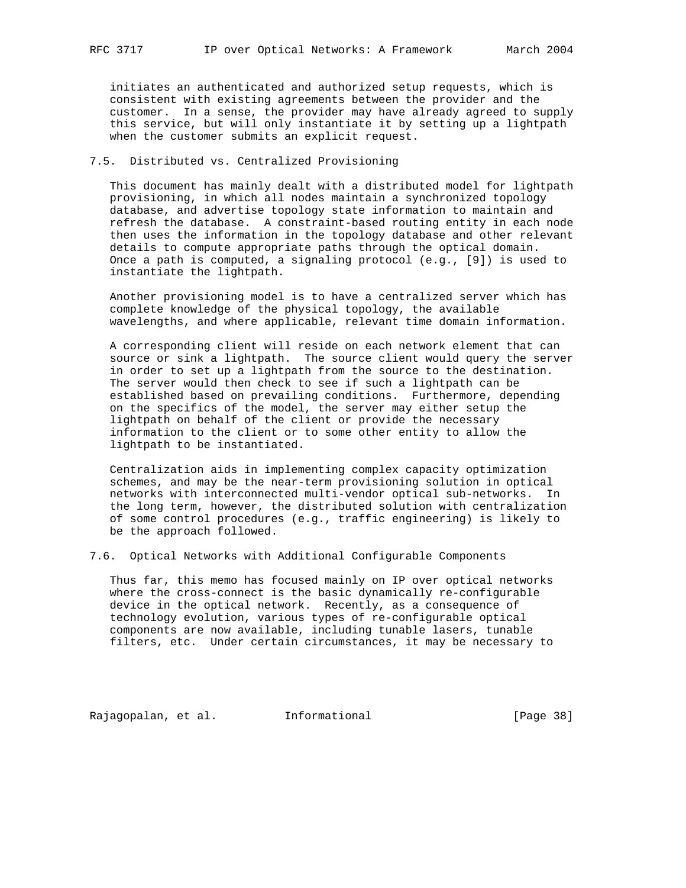initiates an authenticated and authorized setup requests, which is consistent with existing agreements between the provider and the customer. In a sense, the provider may have already agreed to supply this service, but will only instantiate it by setting up a lightpath when the customer submits an explicit request.

## 7.5. Distributed vs. Centralized Provisioning

This document has mainly dealt with a distributed model for lightpath provisioning, in which all nodes maintain a synchronized topology database, and advertise topology state information to maintain and refresh the database. A constraint-based routing entity in each node then uses the information in the topology database and other relevant details to compute appropriate paths through the optical domain. Once a path is computed, a signaling protocol (e.g., [9]) is used to instantiate the lightpath.

Another provisioning model is to have a centralized server which has complete knowledge of the physical topology, the available wavelengths, and where applicable, relevant time domain information.

A corresponding client will reside on each network element that can source or sink a lightpath. The source client would query the server in order to set up a lightpath from the source to the destination. The server would then check to see if such a lightpath can be established based on prevailing conditions. Furthermore, depending on the specifics of the model, the server may either setup the lightpath on behalf of the client or provide the necessary information to the client or to some other entity to allow the lightpath to be instantiated.

Centralization aids in implementing complex capacity optimization schemes, and may be the near-term provisioning solution in optical networks with interconnected multi-vendor optical sub-networks. In the long term, however, the distributed solution with centralization of some control procedures (e.g., traffic engineering) is likely to be the approach followed.

## 7.6. Optical Networks with Additional Configurable Components

Thus far, this memo has focused mainly on IP over optical networks where the cross-connect is the basic dynamically re-configurable device in the optical network. Recently, as a consequence of technology evolution, various types of re-configurable optical components are now available, including tunable lasers, tunable filters, etc. Under certain circumstances, it may be necessary to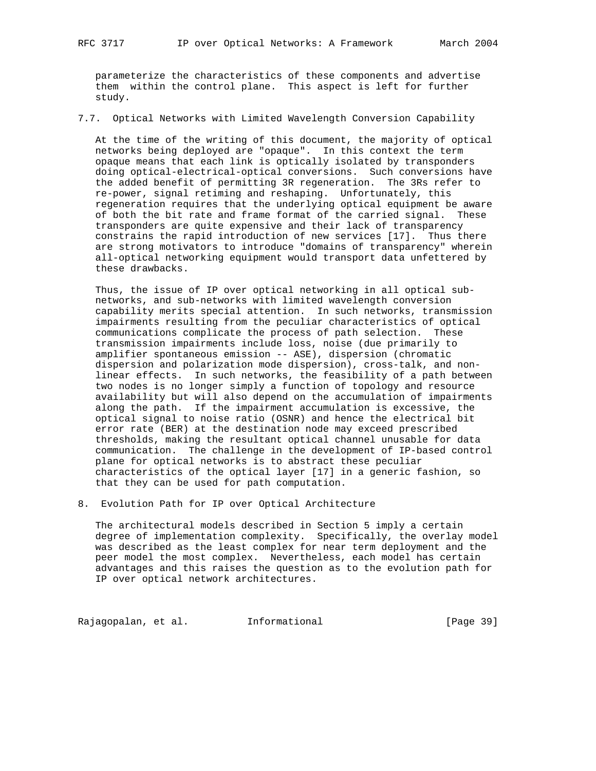parameterize the characteristics of these components and advertise them within the control plane. This aspect is left for further study.

## 7.7. Optical Networks with Limited Wavelength Conversion Capability

At the time of the writing of this document, the majority of optical networks being deployed are "opaque". In this context the term opaque means that each link is optically isolated by transponders doing optical-electrical-optical conversions. Such conversions have the added benefit of permitting 3R regeneration. The 3Rs refer to re-power, signal retiming and reshaping. Unfortunately, this regeneration requires that the underlying optical equipment be aware of both the bit rate and frame format of the carried signal. These transponders are quite expensive and their lack of transparency constrains the rapid introduction of new services [17]. Thus there are strong motivators to introduce "domains of transparency" wherein all-optical networking equipment would transport data unfettered by these drawbacks.

Thus, the issue of IP over optical networking in all optical sub-networks, and sub-networks with limited wavelength conversion capability merits special attention. In such networks, transmission impairments resulting from the peculiar characteristics of optical communications complicate the process of path selection. These transmission impairments include loss, noise (due primarily to amplifier spontaneous emission -- ASE), dispersion (chromatic dispersion and polarization mode dispersion), cross-talk, and non-linear effects. In such networks, the feasibility of a path between two nodes is no longer simply a function of topology and resource availability but will also depend on the accumulation of impairments along the path. If the impairment accumulation is excessive, the optical signal to noise ratio (OSNR) and hence the electrical bit error rate (BER) at the destination node may exceed prescribed thresholds, making the resultant optical channel unusable for data communication. The challenge in the development of IP-based control plane for optical networks is to abstract these peculiar characteristics of the optical layer [17] in a generic fashion, so that they can be used for path computation.

# 8. Evolution Path for IP over Optical Architecture

The architectural models described in Section 5 imply a certain degree of implementation complexity. Specifically, the overlay model was described as the least complex for near term deployment and the peer model the most complex. Nevertheless, each model has certain advantages and this raises the question as to the evolution path for IP over optical network architectures.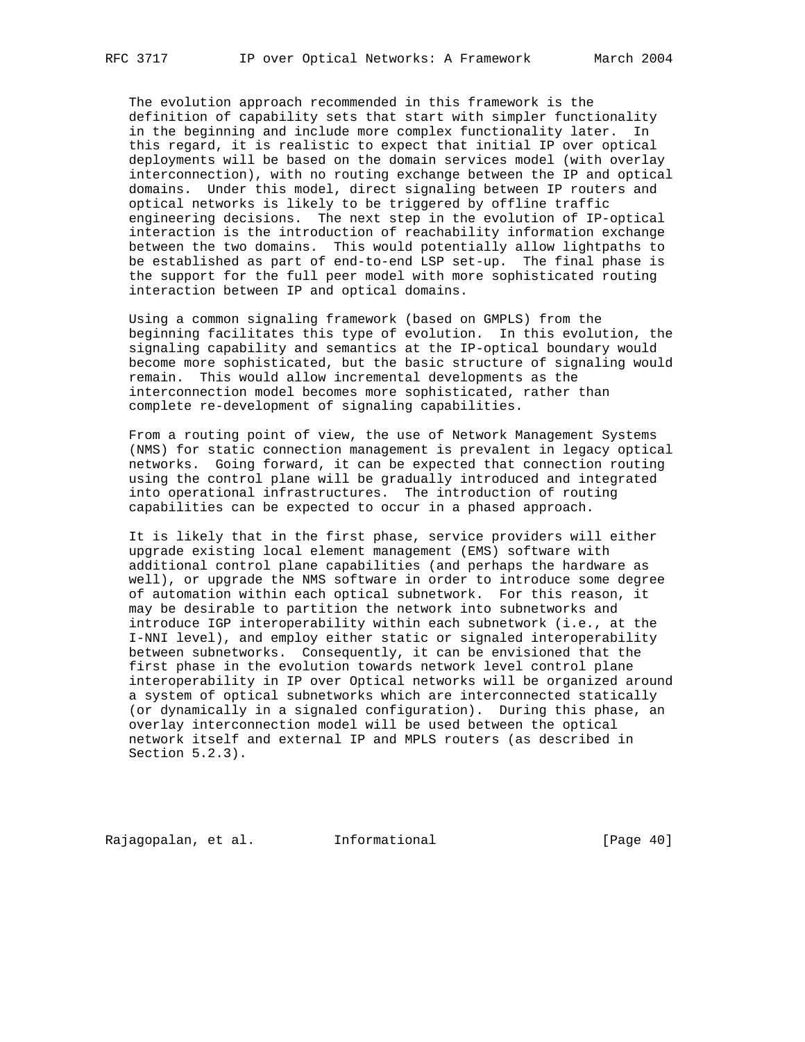The evolution approach recommended in this framework is the definition of capability sets that start with simpler functionality in the beginning and include more complex functionality later. In this regard, it is realistic to expect that initial IP over optical deployments will be based on the domain services model (with overlay interconnection), with no routing exchange between the IP and optical domains. Under this model, direct signaling between IP routers and optical networks is likely to be triggered by offline traffic engineering decisions. The next step in the evolution of IP-optical interaction is the introduction of reachability information exchange between the two domains. This would potentially allow lightpaths to be established as part of end-to-end LSP set-up. The final phase is the support for the full peer model with more sophisticated routing interaction between IP and optical domains.

Using a common signaling framework (based on GMPLS) from the beginning facilitates this type of evolution. In this evolution, the signaling capability and semantics at the IP-optical boundary would become more sophisticated, but the basic structure of signaling would remain. This would allow incremental developments as the interconnection model becomes more sophisticated, rather than complete re-development of signaling capabilities.

From a routing point of view, the use of Network Management Systems (NMS) for static connection management is prevalent in legacy optical networks. Going forward, it can be expected that connection routing using the control plane will be gradually introduced and integrated into operational infrastructures. The introduction of routing capabilities can be expected to occur in a phased approach.

It is likely that in the first phase, service providers will either upgrade existing local element management (EMS) software with additional control plane capabilities (and perhaps the hardware as well), or upgrade the NMS software in order to introduce some degree of automation within each optical subnetwork. For this reason, it may be desirable to partition the network into subnetworks and introduce IGP interoperability within each subnetwork (i.e., at the I-NNI level), and employ either static or signaled interoperability between subnetworks. Consequently, it can be envisioned that the first phase in the evolution towards network level control plane interoperability in IP over Optical networks will be organized around a system of optical subnetworks which are interconnected statically (or dynamically in a signaled configuration). During this phase, an overlay interconnection model will be used between the optical network itself and external IP and MPLS routers (as described in Section 5.2.3).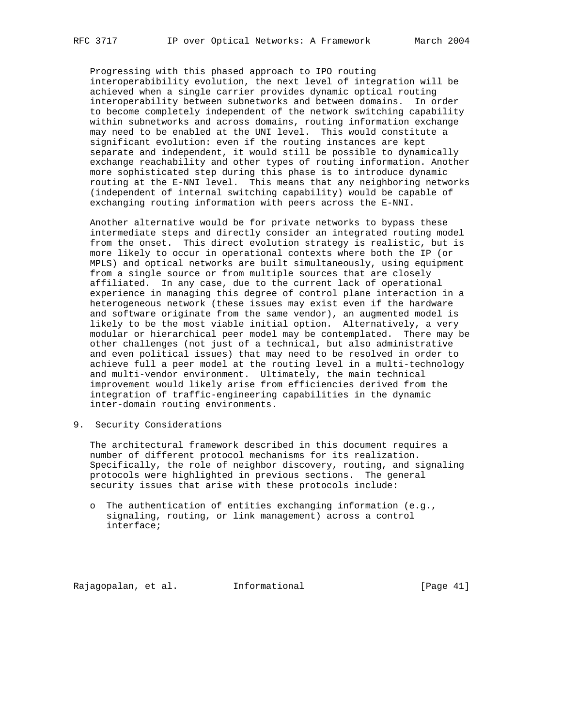Progressing with this phased approach to IPO routing interoperability evolution, the next level of integration will be achieved when a single carrier provides dynamic optical routing interoperability between subnetworks and between domains. In order to become completely independent of the network switching capability within subnetworks and across domains, routing information exchange may need to be enabled at the UNI level. This would constitute a significant evolution: even if the routing instances are kept separate and independent, it would still be possible to dynamically exchange reachability and other types of routing information. Another more sophisticated step during this phase is to introduce dynamic routing at the E-NNI level. This means that any neighboring networks (independent of internal switching capability) would be capable of exchanging routing information with peers across the E-NNI.

Another alternative would be for private networks to bypass these intermediate steps and directly consider an integrated routing model from the onset. This direct evolution strategy is realistic, but is more likely to occur in operational contexts where both the IP (or MPLS) and optical networks are built simultaneously, using equipment from a single source or from multiple sources that are closely affiliated. In any case, due to the current lack of operational experience in managing this degree of control plane interaction in a heterogeneous network (these issues may exist even if the hardware and software originate from the same vendor), an augmented model is likely to be the most viable initial option. Alternatively, a very modular or hierarchical peer model may be contemplated. There may be other challenges (not just of a technical, but also administrative and even political issues) that may need to be resolved in order to achieve full a peer model at the routing level in a multi-technology and multi-vendor environment. Ultimately, the main technical improvement would likely arise from efficiencies derived from the integration of traffic-engineering capabilities in the dynamic inter-domain routing environments.

## 9. Security Considerations

The architectural framework described in this document requires a number of different protocol mechanisms for its realization. Specifically, the role of neighbor discovery, routing, and signaling protocols were highlighted in previous sections. The general security issues that arise with these protocols include:

- The authentication of entities exchanging information (e.g., signaling, routing, or link management) across a control interface;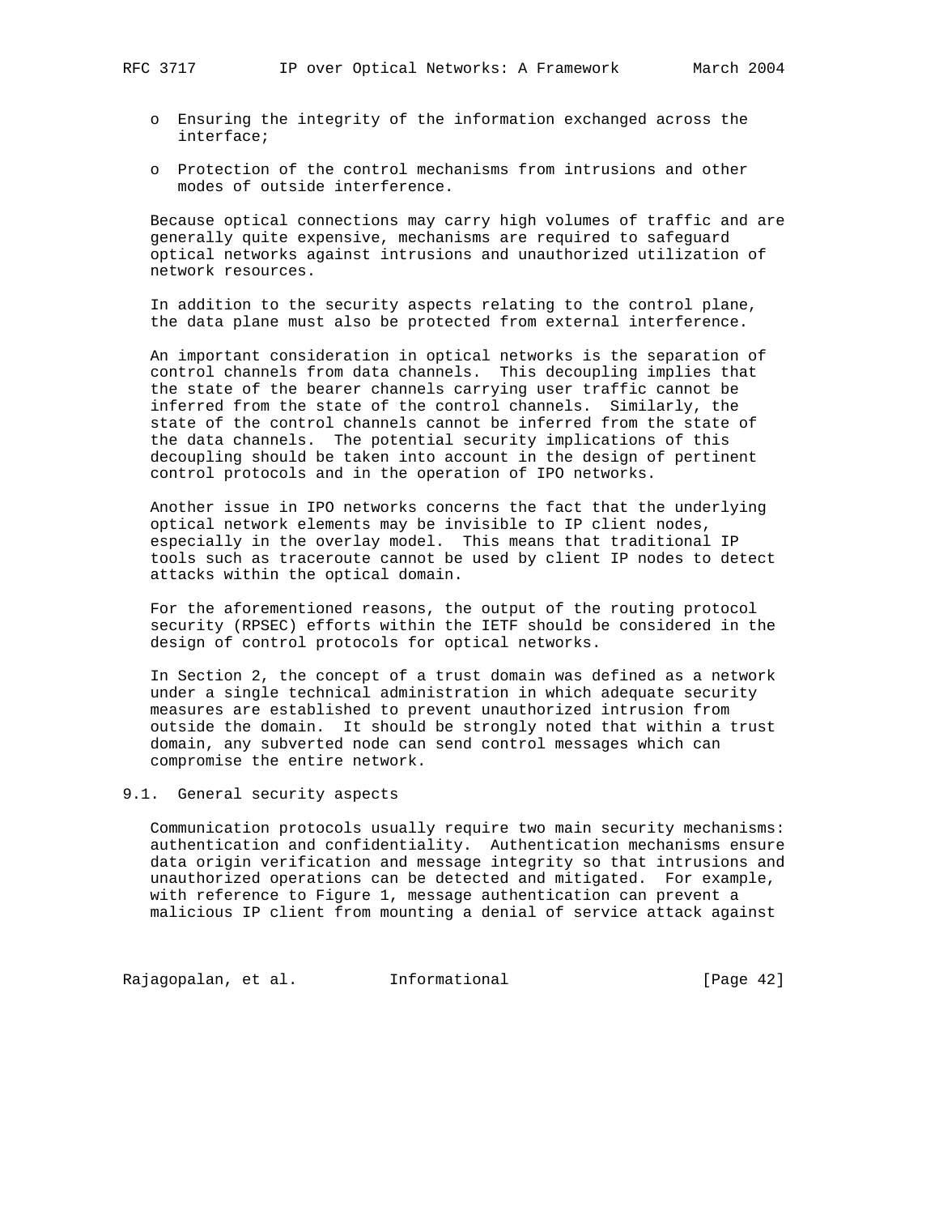- o Ensuring the integrity of the information exchanged across the interface;

- o Protection of the control mechanisms from intrusions and other modes of outside interference.

Because optical connections may carry high volumes of traffic and are generally quite expensive, mechanisms are required to safeguard optical networks against intrusions and unauthorized utilization of network resources.

In addition to the security aspects relating to the control plane, the data plane must also be protected from external interference.

An important consideration in optical networks is the separation of control channels from data channels. This decoupling implies that the state of the bearer channels carrying user traffic cannot be inferred from the state of the control channels. Similarly, the state of the control channels cannot be inferred from the state of the data channels. The potential security implications of this decoupling should be taken into account in the design of pertinent control protocols and in the operation of IPO networks.

Another issue in IPO networks concerns the fact that the underlying optical network elements may be invisible to IP client nodes, especially in the overlay model. This means that traditional IP tools such as traceroute cannot be used by client IP nodes to detect attacks within the optical domain.

For the aforementioned reasons, the output of the routing protocol security (RPSEC) efforts within the IETF should be considered in the design of control protocols for optical networks.

In Section 2, the concept of a trust domain was defined as a network under a single technical administration in which adequate security measures are established to prevent unauthorized intrusion from outside the domain. It should be strongly noted that within a trust domain, any subverted node can send control messages which can compromise the entire network.

## 9.1. General security aspects

Communication protocols usually require two main security mechanisms: authentication and confidentiality. Authentication mechanisms ensure data origin verification and message integrity so that intrusions and unauthorized operations can be detected and mitigated. For example, with reference to Figure 1, message authentication can prevent a malicious IP client from mounting a denial of service attack against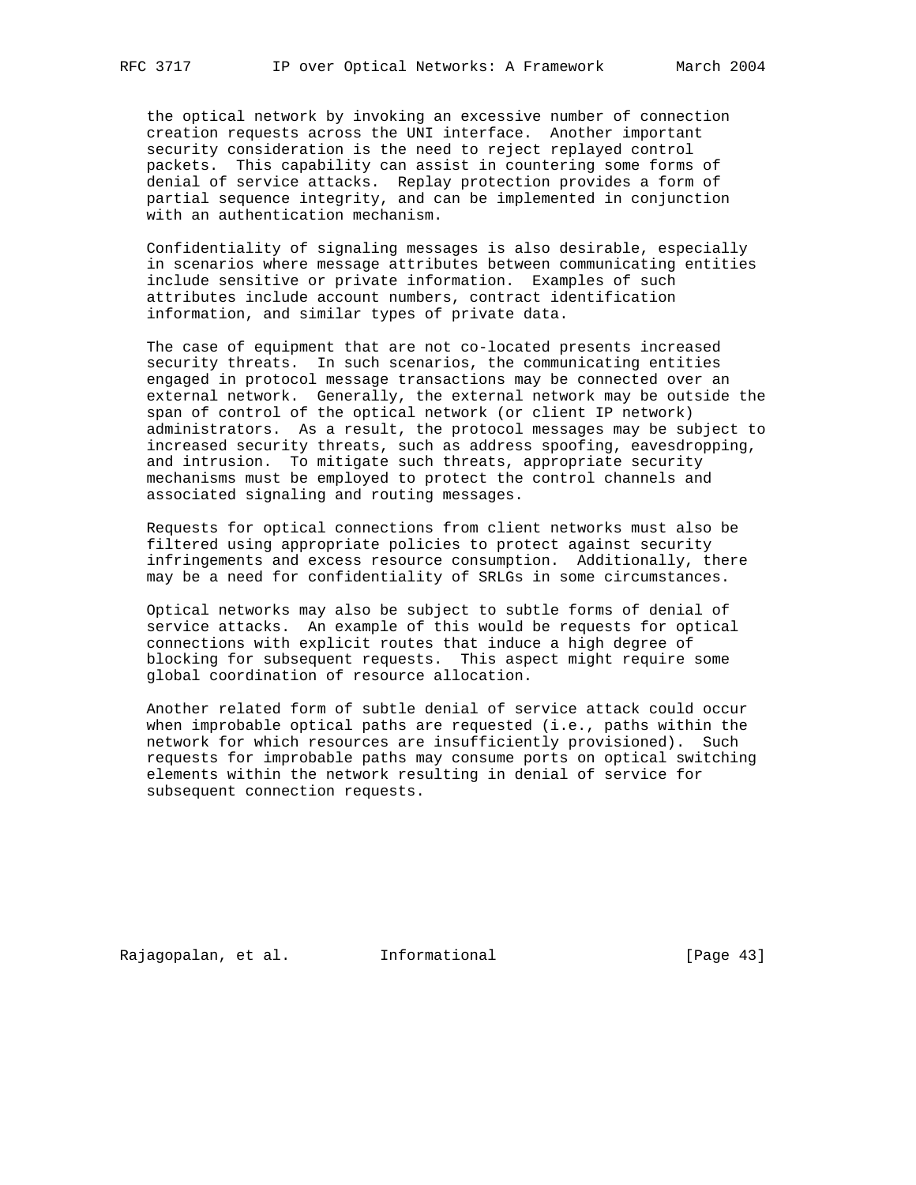the optical network by invoking an excessive number of connection creation requests across the UNI interface. Another important security consideration is the need to reject replayed control packets. This capability can assist in countering some forms of denial of service attacks. Replay protection provides a form of partial sequence integrity, and can be implemented in conjunction with an authentication mechanism.

Confidentiality of signaling messages is also desirable, especially in scenarios where message attributes between communicating entities include sensitive or private information. Examples of such attributes include account numbers, contract identification information, and similar types of private data.

The case of equipment that are not co-located presents increased security threats. In such scenarios, the communicating entities engaged in protocol message transactions may be connected over an external network. Generally, the external network may be outside the span of control of the optical network (or client IP network) administrators. As a result, the protocol messages may be subject to increased security threats, such as address spoofing, eavesdropping, and intrusion. To mitigate such threats, appropriate security mechanisms must be employed to protect the control channels and associated signaling and routing messages.

Requests for optical connections from client networks must also be filtered using appropriate policies to protect against security infringements and excess resource consumption. Additionally, there may be a need for confidentiality of SRLGs in some circumstances.

Optical networks may also be subject to subtle forms of denial of service attacks. An example of this would be requests for optical connections with explicit routes that induce a high degree of blocking for subsequent requests. This aspect might require some global coordination of resource allocation.

Another related form of subtle denial of service attack could occur when improbable optical paths are requested (i.e., paths within the network for which resources are insufficiently provisioned). Such requests for improbable paths may consume ports on optical switching elements within the network resulting in denial of service for subsequent connection requests.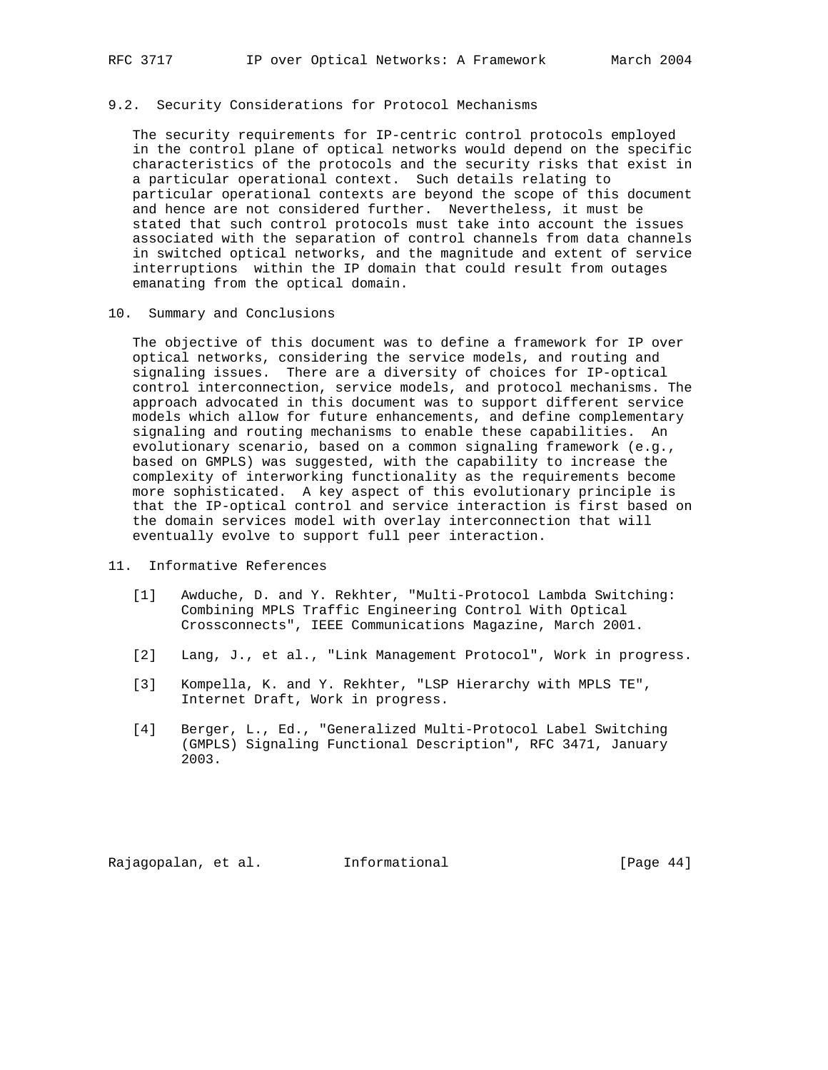### 9.2. Security Considerations for Protocol Mechanisms

The security requirements for IP-centric control protocols employed in the control plane of optical networks would depend on the specific characteristics of the protocols and the security risks that exist in a particular operational context. Such details relating to particular operational contexts are beyond the scope of this document and hence are not considered further. Nevertheless, it must be stated that such control protocols must take into account the issues associated with the separation of control channels from data channels in switched optical networks, and the magnitude and extent of service interruptions within the IP domain that could result from outages emanating from the optical domain.

## 10. Summary and Conclusions

The objective of this document was to define a framework for IP over optical networks, considering the service models, and routing and signaling issues. There are a diversity of choices for IP-optical control interconnection, service models, and protocol mechanisms. The approach advocated in this document was to support different service models which allow for future enhancements, and define complementary signaling and routing mechanisms to enable these capabilities. An evolutionary scenario, based on a common signaling framework (e.g., based on GMPLS) was suggested, with the capability to increase the complexity of interworking functionality as the requirements become more sophisticated. A key aspect of this evolutionary principle is that the IP-optical control and service interaction is first based on the domain services model with overlay interconnection that will eventually evolve to support full peer interaction.

## 11. Informative References

[1] Awduche, D. and Y. Rekhter, "Multi-Protocol Lambda Switching: Combining MPLS Traffic Engineering Control With Optical Crossconnects", IEEE Communications Magazine, March 2001.

[2] Lang, J., et al., "Link Management Protocol", Work in progress.

[3] Kompella, K. and Y. Rekhter, "LSP Hierarchy with MPLS TE", Internet Draft, Work in progress.

[4] Berger, L., Ed., "Generalized Multi-Protocol Label Switching (GMPLS) Signaling Functional Description", RFC 3471, January 2003.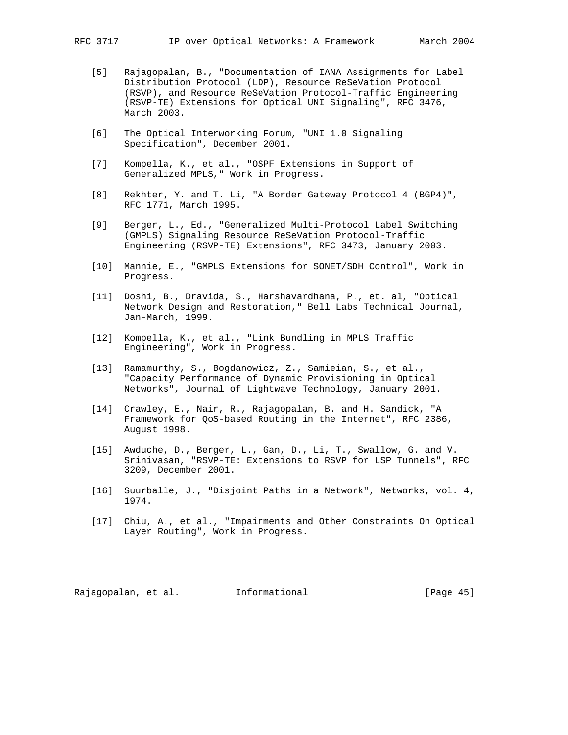[5] Rajagopalan, B., "Documentation of IANA Assignments for Label Distribution Protocol (LDP), Resource ReSeVation Protocol (RSVP), and Resource ReSeVation Protocol-Traffic Engineering (RSVP-TE) Extensions for Optical UNI Signaling", RFC 3476, March 2003.

[6] The Optical Interworking Forum, "UNI 1.0 Signaling Specification", December 2001.

[7] Kompella, K., et al., "OSPF Extensions in Support of Generalized MPLS," Work in Progress.

[8] Rekhter, Y. and T. Li, "A Border Gateway Protocol 4 (BGP4)", RFC 1771, March 1995.

[9] Berger, L., Ed., "Generalized Multi-Protocol Label Switching (GMPLS) Signaling Resource ReSeVation Protocol-Traffic Engineering (RSVP-TE) Extensions", RFC 3473, January 2003.

[10] Mannie, E., "GMPLS Extensions for SONET/SDH Control", Work in Progress.

[11] Doshi, B., Dravida, S., Harshavardhana, P., et. al, "Optical Network Design and Restoration," Bell Labs Technical Journal, Jan-March, 1999.

[12] Kompella, K., et al., "Link Bundling in MPLS Traffic Engineering", Work in Progress.

[13] Ramamurthy, S., Bogdanowicz, Z., Samieian, S., et al., "Capacity Performance of Dynamic Provisioning in Optical Networks", Journal of Lightwave Technology, January 2001.

[14] Crawley, E., Nair, R., Rajagopalan, B. and H. Sandick, "A Framework for QoS-based Routing in the Internet", RFC 2386, August 1998.

[15] Awduche, D., Berger, L., Gan, D., Li, T., Swallow, G. and V. Srinivasan, "RSVP-TE: Extensions to RSVP for LSP Tunnels", RFC 3209, December 2001.

[16] Suurballe, J., "Disjoint Paths in a Network", Networks, vol. 4, 1974.

[17] Chiu, A., et al., "Impairments and Other Constraints On Optical Layer Routing", Work in Progress.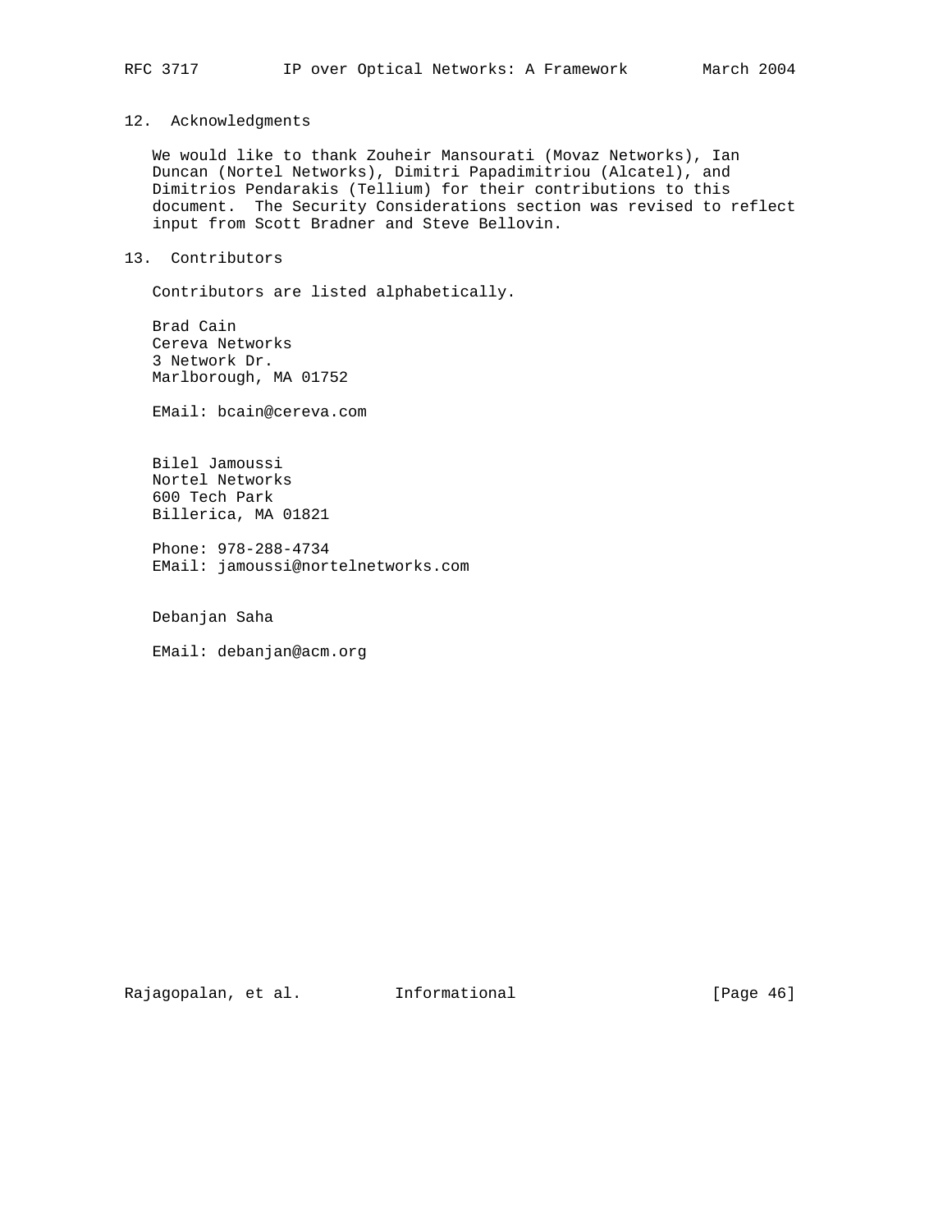## 12. Acknowledgments

We would like to thank Zouheir Mansourati (Movaz Networks), Ian Duncan (Nortel Networks), Dimitri Papadimitriou (Alcatel), and Dimitrios Pendarakis (Tellium) for their contributions to this document. The Security Considerations section was revised to reflect input from Scott Bradner and Steve Bellovin.

## 13. Contributors

Contributors are listed alphabetically.

Brad Cain
Cereva Networks
3 Network Dr.
Marlborough, MA 01752

EMail: bcain@cereva.com

Bilel Jamoussi
Nortel Networks
600 Tech Park
Billerica, MA 01821

Phone: 978-288-4734
EMail: jamoussi@nortelnetworks.com

Debanjan Saha

EMail: debanjan@acm.org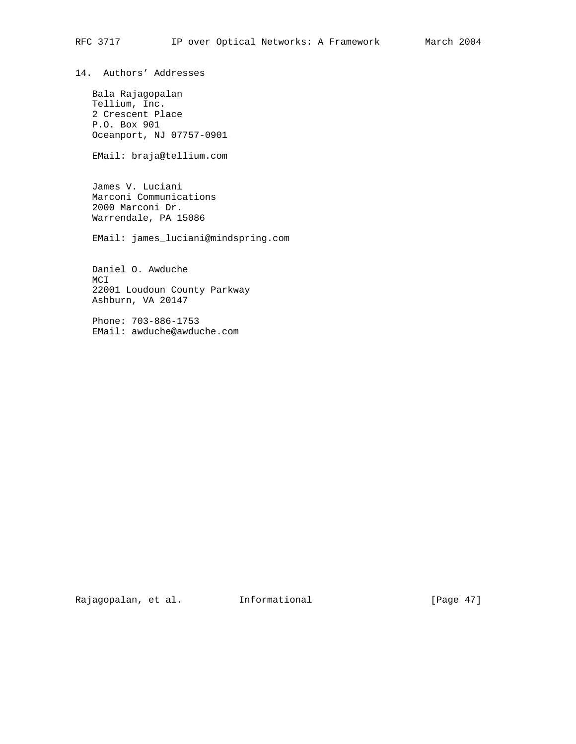## 14. Authors' Addresses

Bala Rajagopalan
Tellium, Inc.
2 Crescent Place
P.O. Box 901
Oceanport, NJ 07757-0901

EMail: braja@tellium.com

James V. Luciani
Marconi Communications
2000 Marconi Dr.
Warrendale, PA 15086

EMail: james_luciani@mindspring.com

Daniel O. Awduche
MCI
22001 Loudoun County Parkway
Ashburn, VA 20147

Phone: 703-886-1753
EMail: awduche@awduche.com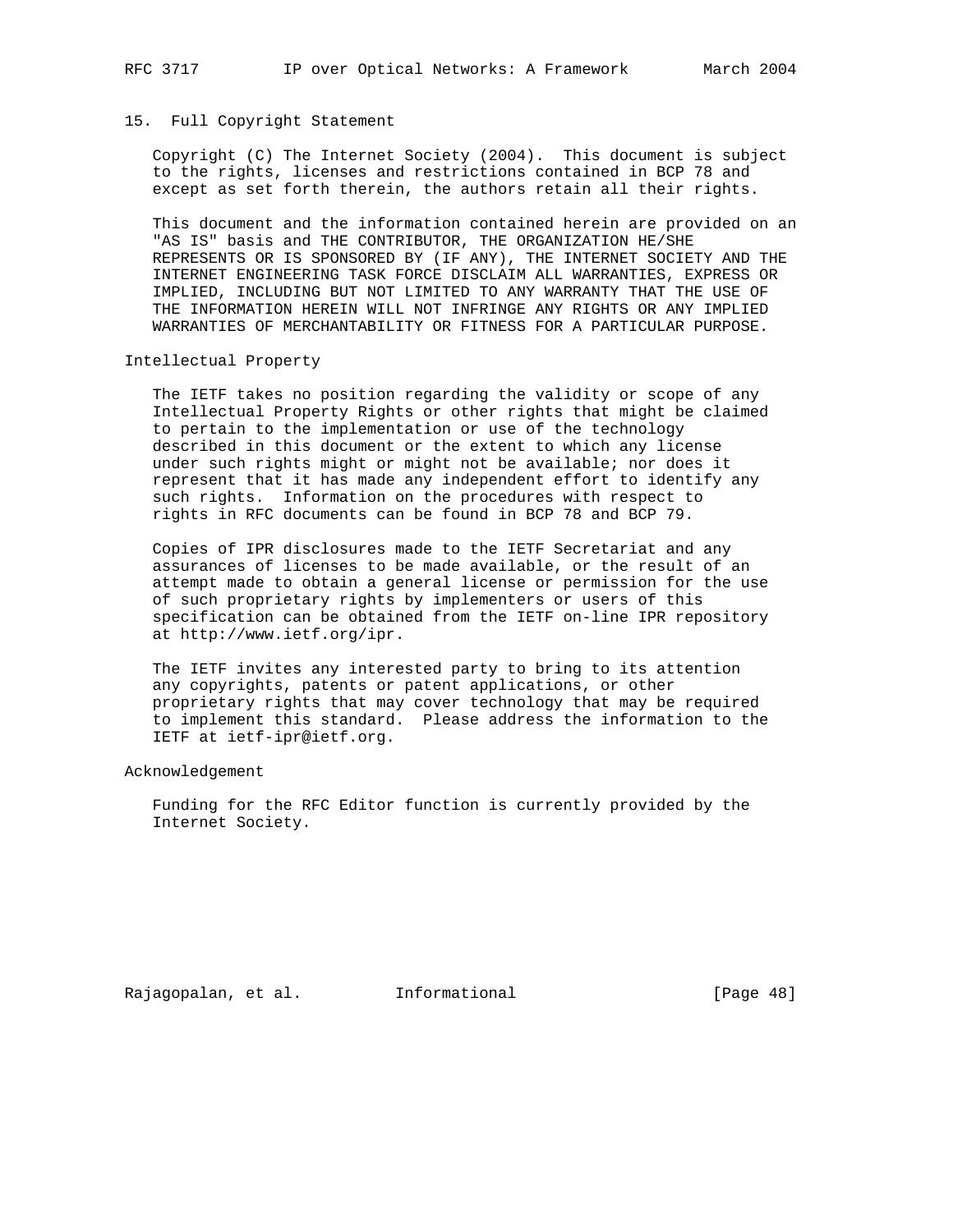## 15. Full Copyright Statement

Copyright (C) The Internet Society (2004). This document is subject to the rights, licenses and restrictions contained in BCP 78 and except as set forth therein, the authors retain all their rights.

This document and the information contained herein are provided on an "AS IS" basis and THE CONTRIBUTOR, THE ORGANIZATION HE/SHE REPRESENTS OR IS SPONSORED BY (IF ANY), THE INTERNET SOCIETY AND THE INTERNET ENGINEERING TASK FORCE DISCLAIM ALL WARRANTIES, EXPRESS OR IMPLIED, INCLUDING BUT NOT LIMITED TO ANY WARRANTY THAT THE USE OF THE INFORMATION HEREIN WILL NOT INFRINGE ANY RIGHTS OR ANY IMPLIED WARRANTIES OF MERCHANTABILITY OR FITNESS FOR A PARTICULAR PURPOSE.

### Intellectual Property

The IETF takes no position regarding the validity or scope of any Intellectual Property Rights or other rights that might be claimed to pertain to the implementation or use of the technology described in this document or the extent to which any license under such rights might or might not be available; nor does it represent that it has made any independent effort to identify any such rights. Information on the procedures with respect to rights in RFC documents can be found in BCP 78 and BCP 79.

Copies of IPR disclosures made to the IETF Secretariat and any assurances of licenses to be made available, or the result of an attempt made to obtain a general license or permission for the use of such proprietary rights by implementers or users of this specification can be obtained from the IETF on-line IPR repository at http://www.ietf.org/ipr.

The IETF invites any interested party to bring to its attention any copyrights, patents or patent applications, or other proprietary rights that may cover technology that may be required to implement this standard. Please address the information to the IETF at ietf-ipr@ietf.org.

### Acknowledgement

Funding for the RFC Editor function is currently provided by the Internet Society.